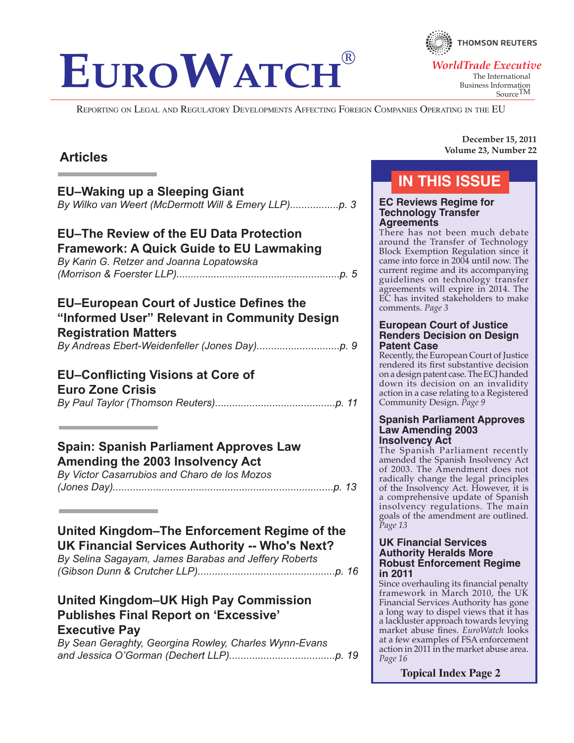# EuroWatch®

THOMSON REUTERS

*WorldTrade Executive*

The International Business Information Source™

Reporting on Legal and Regulatory Developments Affecting Foreign Companies Operating in the EU

**December 15, 2011**
**Volume 23, Number 22**

## Articles

### EU–Waking up a Sleeping Giant

*By Wilko van Weert (McDermott Will & Emery LLP)..................p. 3*

### EU–The Review of the EU Data Protection Framework: A Quick Guide to EU Lawmaking

*By Karin G. Retzer and Joanna Lopatowska (Morrison & Foerster LLP)..........................................................p. 5*

### EU–European Court of Justice Defines the "Informed User" Relevant in Community Design Registration Matters

*By Andreas Ebert-Weidenfeller (Jones Day).............................p. 9*

### EU–Conflicting Visions at Core of Euro Zone Crisis

*By Paul Taylor (Thomson Reuters)..........................................p. 11*

### Spain: Spanish Parliament Approves Law Amending the 2003 Insolvency Act

*By Victor Casarrubios and Charo de los Mozos (Jones Day)...............................................................................p. 13*

### United Kingdom–The Enforcement Regime of the UK Financial Services Authority -- Who's Next?

*By Selina Sagayam, James Barabas and Jeffery Roberts (Gibson Dunn & Crutcher LLP)................................................p. 16*

### United Kingdom–UK High Pay Commission Publishes Final Report on 'Excessive' Executive Pay

*By Sean Geraghty, Georgina Rowley, Charles Wynn-Evans and Jessica O'Gorman (Dechert LLP).....................................p. 19*

## IN THIS ISSUE

**EC Reviews Regime for Technology Transfer Agreements**

There has not been much debate around the Transfer of Technology Block Exemption Regulation since it came into force in 2004 until now. The current regime and its accompanying guidelines on technology transfer agreements will expire in 2014. The EC has invited stakeholders to make comments. *Page 3*

**European Court of Justice Renders Decision on Design Patent Case**

Recently, the European Court of Justice rendered its first substantive decision on a design patent case. The ECJ handed down its decision on an invalidity action in a case relating to a Registered Community Design. *Page 9*

**Spanish Parliament Approves Law Amending 2003 Insolvency Act**

The Spanish Parliament recently amended the Spanish Insolvency Act of 2003. The Amendment does not radically change the legal principles of the Insolvency Act. However, it is a comprehensive update of Spanish insolvency regulations. The main goals of the amendment are outlined. *Page 13*

**UK Financial Services Authority Heralds More Robust Enforcement Regime in 2011**

Since overhauling its financial penalty framework in March 2010, the UK Financial Services Authority has gone a long way to dispel views that it has a lackluster approach towards levying market abuse fines. *EuroWatch* looks at a few examples of FSA enforcement action in 2011 in the market abuse area. *Page 16*

**Topical Index Page 2**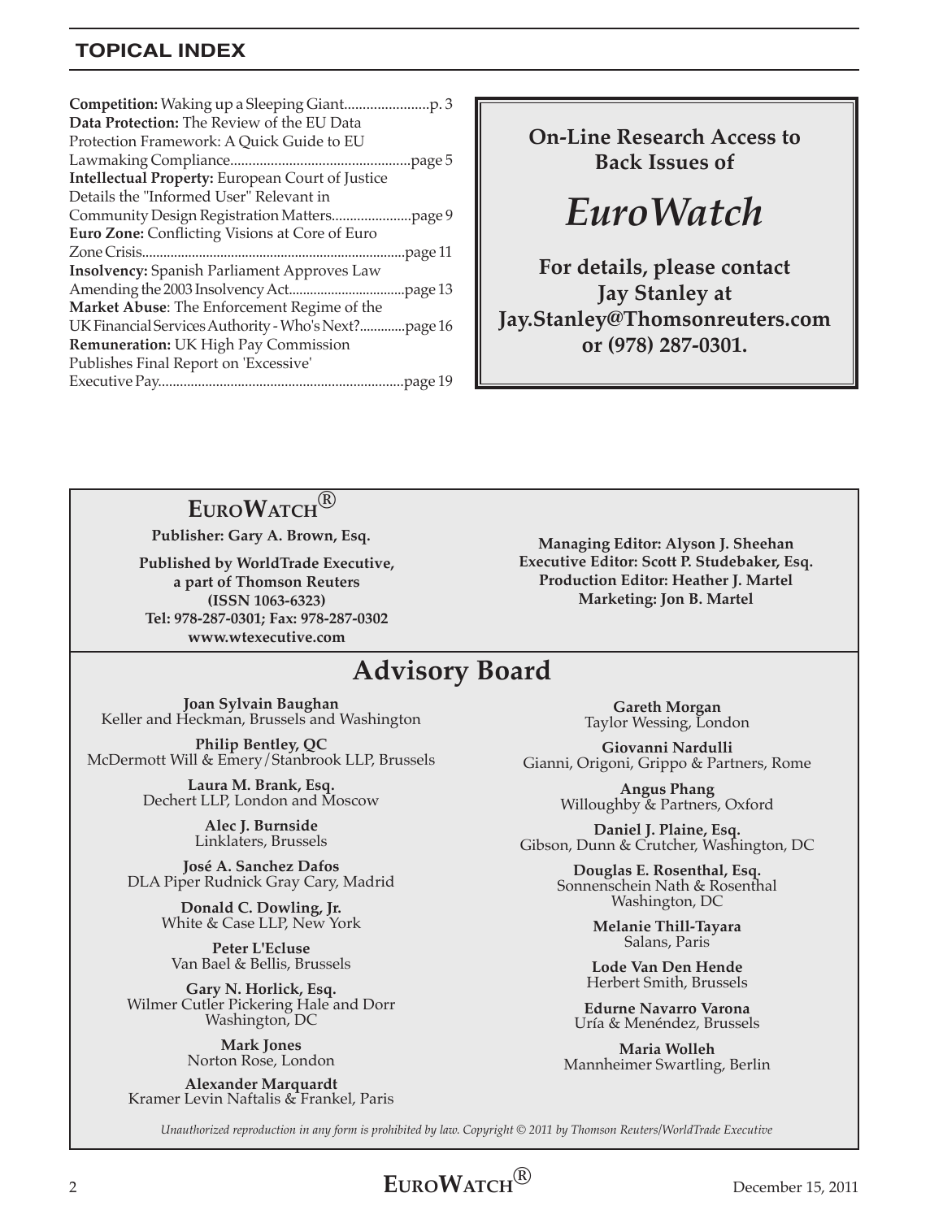## TOPICAL INDEX

**Competition:** Waking up a Sleeping Giant.......................p. 3
**Data Protection:** The Review of the EU Data Protection Framework: A Quick Guide to EU Lawmaking Compliance.................................................page 5
**Intellectual Property:** European Court of Justice Details the "Informed User" Relevant in Community Design Registration Matters......................page 9
**Euro Zone:** Conflicting Visions at Core of Euro Zone Crisis.........................................................................page 11
**Insolvency:** Spanish Parliament Approves Law Amending the 2003 Insolvency Act................................page 13
**Market Abuse**: The Enforcement Regime of the UK Financial Services Authority - Who's Next?.............page 16
**Remuneration:** UK High Pay Commission Publishes Final Report on 'Excessive' Executive Pay...................................................................page 19

**On-Line Research Access to Back Issues of**

# *EuroWatch*

**For details, please contact Jay Stanley at Jay.Stanley@Thomsonreuters.com or (978) 287-0301.**

## EuroWatch®

**Publisher: Gary A. Brown, Esq.**

**Published by WorldTrade Executive, a part of Thomson Reuters (ISSN 1063-6323)**
**Tel: 978-287-0301; Fax: 978-287-0302**
**www.wtexecutive.com**

**Managing Editor: Alyson J. Sheehan**
**Executive Editor: Scott P. Studebaker, Esq.**
**Production Editor: Heather J. Martel**
**Marketing: Jon B. Martel**

## Advisory Board

**Joan Sylvain Baughan**
Keller and Heckman, Brussels and Washington

**Philip Bentley, QC**
McDermott Will & Emery/Stanbrook LLP, Brussels

**Laura M. Brank, Esq.**
Dechert LLP, London and Moscow

**Alec J. Burnside**
Linklaters, Brussels

**José A. Sanchez Dafos**
DLA Piper Rudnick Gray Cary, Madrid

**Donald C. Dowling, Jr.**
White & Case LLP, New York

**Peter L'Ecluse**
Van Bael & Bellis, Brussels

**Gary N. Horlick, Esq.**
Wilmer Cutler Pickering Hale and Dorr Washington, DC

**Mark Jones**
Norton Rose, London

**Alexander Marquardt**
Kramer Levin Naftalis & Frankel, Paris

**Gareth Morgan**
Taylor Wessing, London

**Giovanni Nardulli**
Gianni, Origoni, Grippo & Partners, Rome

**Angus Phang**
Willoughby & Partners, Oxford

**Daniel J. Plaine, Esq.**
Gibson, Dunn & Crutcher, Washington, DC

**Douglas E. Rosenthal, Esq.**
Sonnenschein Nath & Rosenthal Washington, DC

**Melanie Thill-Tayara**
Salans, Paris

**Lode Van Den Hende**
Herbert Smith, Brussels

**Edurne Navarro Varona**
Uría & Menéndez, Brussels

**Maria Wolleh**
Mannheimer Swartling, Berlin

*Unauthorized reproduction in any form is prohibited by law. Copyright © 2011 by Thomson Reuters/WorldTrade Executive*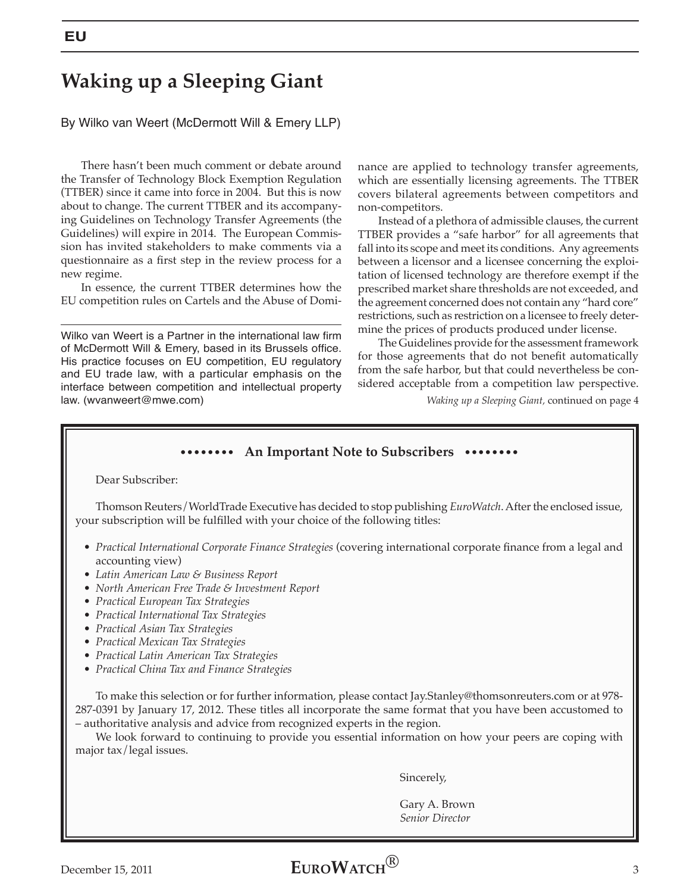# Waking up a Sleeping Giant

By Wilko van Weert (McDermott Will & Emery LLP)

There hasn't been much comment or debate around the Transfer of Technology Block Exemption Regulation (TTBER) since it came into force in 2004. But this is now about to change. The current TTBER and its accompanying Guidelines on Technology Transfer Agreements (the Guidelines) will expire in 2014. The European Commission has invited stakeholders to make comments via a questionnaire as a first step in the review process for a new regime.

In essence, the current TTBER determines how the EU competition rules on Cartels and the Abuse of Dominance are applied to technology transfer agreements, which are essentially licensing agreements. The TTBER covers bilateral agreements between competitors and non-competitors.

Instead of a plethora of admissible clauses, the current TTBER provides a "safe harbor" for all agreements that fall into its scope and meet its conditions. Any agreements between a licensor and a licensee concerning the exploitation of licensed technology are therefore exempt if the prescribed market share thresholds are not exceeded, and the agreement concerned does not contain any "hard core" restrictions, such as restriction on a licensee to freely determine the prices of products produced under license.

The Guidelines provide for the assessment framework for those agreements that do not benefit automatically from the safe harbor, but that could nevertheless be considered acceptable from a competition law perspective.

*Waking up a Sleeping Giant,* continued on page 4

---

Wilko van Weert is a Partner in the international law firm of McDermott Will & Emery, based in its Brussels office. His practice focuses on EU competition, EU regulatory and EU trade law, with a particular emphasis on the interface between competition and intellectual property law. (wvanweert@mwe.com)

---

**•••••••• An Important Note to Subscribers ••••••••**

Dear Subscriber:

Thomson Reuters/WorldTrade Executive has decided to stop publishing *EuroWatch*. After the enclosed issue, your subscription will be fulfilled with your choice of the following titles:

- *Practical International Corporate Finance Strategies* (covering international corporate finance from a legal and accounting view)
- *Latin American Law & Business Report*
- *North American Free Trade & Investment Report*
- *Practical European Tax Strategies*
- *Practical International Tax Strategies*
- *Practical Asian Tax Strategies*
- *Practical Mexican Tax Strategies*
- *Practical Latin American Tax Strategies*
- *Practical China Tax and Finance Strategies*

To make this selection or for further information, please contact Jay.Stanley@thomsonreuters.com or at 978-287-0391 by January 17, 2012. These titles all incorporate the same format that you have been accustomed to – authoritative analysis and advice from recognized experts in the region.

We look forward to continuing to provide you essential information on how your peers are coping with major tax/legal issues.

Sincerely,

Gary A. Brown
*Senior Director*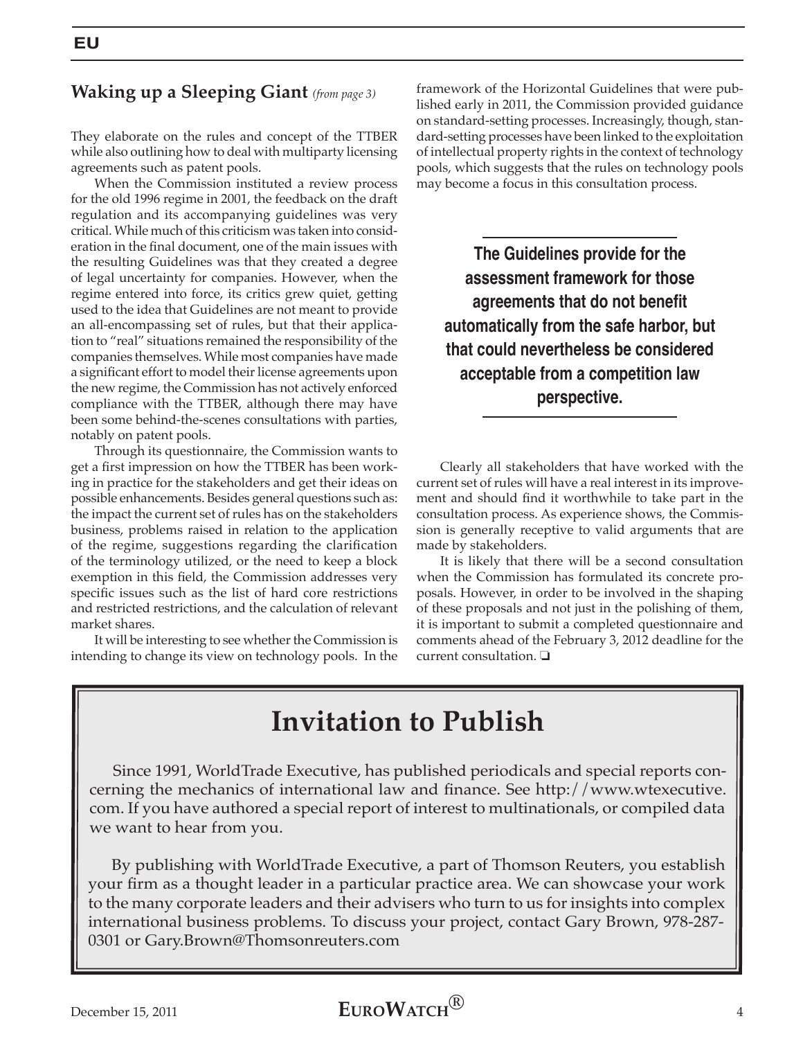## Waking up a Sleeping Giant *(from page 3)*

They elaborate on the rules and concept of the TTBER while also outlining how to deal with multiparty licensing agreements such as patent pools.

When the Commission instituted a review process for the old 1996 regime in 2001, the feedback on the draft regulation and its accompanying guidelines was very critical. While much of this criticism was taken into consideration in the final document, one of the main issues with the resulting Guidelines was that they created a degree of legal uncertainty for companies. However, when the regime entered into force, its critics grew quiet, getting used to the idea that Guidelines are not meant to provide an all-encompassing set of rules, but that their application to "real" situations remained the responsibility of the companies themselves. While most companies have made a significant effort to model their license agreements upon the new regime, the Commission has not actively enforced compliance with the TTBER, although there may have been some behind-the-scenes consultations with parties, notably on patent pools.

Through its questionnaire, the Commission wants to get a first impression on how the TTBER has been working in practice for the stakeholders and get their ideas on possible enhancements. Besides general questions such as: the impact the current set of rules has on the stakeholders business, problems raised in relation to the application of the regime, suggestions regarding the clarification of the terminology utilized, or the need to keep a block exemption in this field, the Commission addresses very specific issues such as the list of hard core restrictions and restricted restrictions, and the calculation of relevant market shares.

It will be interesting to see whether the Commission is intending to change its view on technology pools. In the framework of the Horizontal Guidelines that were published early in 2011, the Commission provided guidance on standard-setting processes. Increasingly, though, standard-setting processes have been linked to the exploitation of intellectual property rights in the context of technology pools, which suggests that the rules on technology pools may become a focus in this consultation process.

**The Guidelines provide for the assessment framework for those agreements that do not benefit automatically from the safe harbor, but that could nevertheless be considered acceptable from a competition law perspective.**

Clearly all stakeholders that have worked with the current set of rules will have a real interest in its improvement and should find it worthwhile to take part in the consultation process. As experience shows, the Commission is generally receptive to valid arguments that are made by stakeholders.

It is likely that there will be a second consultation when the Commission has formulated its concrete proposals. However, in order to be involved in the shaping of these proposals and not just in the polishing of them, it is important to submit a completed questionnaire and comments ahead of the February 3, 2012 deadline for the current consultation. ❏

# Invitation to Publish

Since 1991, WorldTrade Executive, has published periodicals and special reports concerning the mechanics of international law and finance. See http://www.wtexecutive.com. If you have authored a special report of interest to multinationals, or compiled data we want to hear from you.

By publishing with WorldTrade Executive, a part of Thomson Reuters, you establish your firm as a thought leader in a particular practice area. We can showcase your work to the many corporate leaders and their advisers who turn to us for insights into complex international business problems. To discuss your project, contact Gary Brown, 978-287-0301 or Gary.Brown@Thomsonreuters.com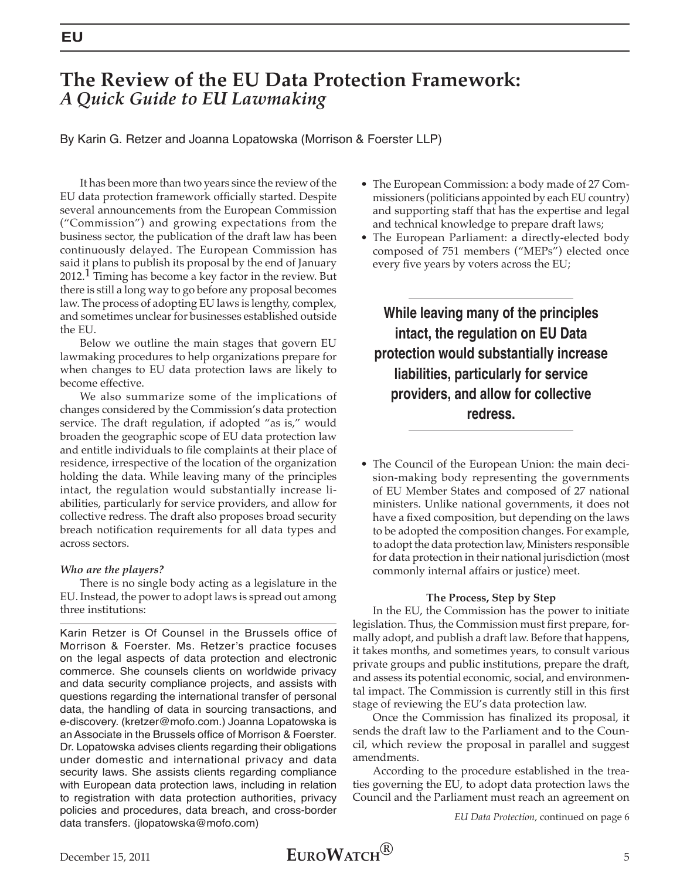# The Review of the EU Data Protection Framework: *A Quick Guide to EU Lawmaking*

By Karin G. Retzer and Joanna Lopatowska (Morrison & Foerster LLP)

It has been more than two years since the review of the EU data protection framework officially started. Despite several announcements from the European Commission ("Commission") and growing expectations from the business sector, the publication of the draft law has been continuously delayed. The European Commission has said it plans to publish its proposal by the end of January 2012.[1] Timing has become a key factor in the review. But there is still a long way to go before any proposal becomes law. The process of adopting EU laws is lengthy, complex, and sometimes unclear for businesses established outside the EU.

Below we outline the main stages that govern EU lawmaking procedures to help organizations prepare for when changes to EU data protection laws are likely to become effective.

We also summarize some of the implications of changes considered by the Commission's data protection service. The draft regulation, if adopted "as is," would broaden the geographic scope of EU data protection law and entitle individuals to file complaints at their place of residence, irrespective of the location of the organization holding the data. While leaving many of the principles intact, the regulation would substantially increase liabilities, particularly for service providers, and allow for collective redress. The draft also proposes broad security breach notification requirements for all data types and across sectors.

***Who are the players?***

There is no single body acting as a legislature in the EU. Instead, the power to adopt laws is spread out among three institutions:

- The European Commission: a body made of 27 Commissioners (politicians appointed by each EU country) and supporting staff that has the expertise and legal and technical knowledge to prepare draft laws;
- The European Parliament: a directly-elected body composed of 751 members ("MEPs") elected once every five years by voters across the EU;
- The Council of the European Union: the main decision-making body representing the governments of EU Member States and composed of 27 national ministers. Unlike national governments, it does not have a fixed composition, but depending on the laws to be adopted the composition changes. For example, to adopt the data protection law, Ministers responsible for data protection in their national jurisdiction (most commonly internal affairs or justice) meet.

**While leaving many of the principles intact, the regulation on EU Data protection would substantially increase liabilities, particularly for service providers, and allow for collective redress.**

**The Process, Step by Step**

In the EU, the Commission has the power to initiate legislation. Thus, the Commission must first prepare, formally adopt, and publish a draft law. Before that happens, it takes months, and sometimes years, to consult various private groups and public institutions, prepare the draft, and assess its potential economic, social, and environmental impact. The Commission is currently still in this first stage of reviewing the EU's data protection law.

Once the Commission has finalized its proposal, it sends the draft law to the Parliament and to the Council, which review the proposal in parallel and suggest amendments.

According to the procedure established in the treaties governing the EU, to adopt data protection laws the Council and the Parliament must reach an agreement on

*EU Data Protection,* continued on page 6

Karin Retzer is Of Counsel in the Brussels office of Morrison & Foerster. Ms. Retzer's practice focuses on the legal aspects of data protection and electronic commerce. She counsels clients on worldwide privacy and data security compliance projects, and assists with questions regarding the international transfer of personal data, the handling of data in sourcing transactions, and e-discovery. (kretzer@mofo.com.) Joanna Lopatowska is an Associate in the Brussels office of Morrison & Foerster. Dr. Lopatowska advises clients regarding their obligations under domestic and international privacy and data security laws. She assists clients regarding compliance with European data protection laws, including in relation to registration with data protection authorities, privacy policies and procedures, data breach, and cross-border data transfers. (jlopatowska@mofo.com)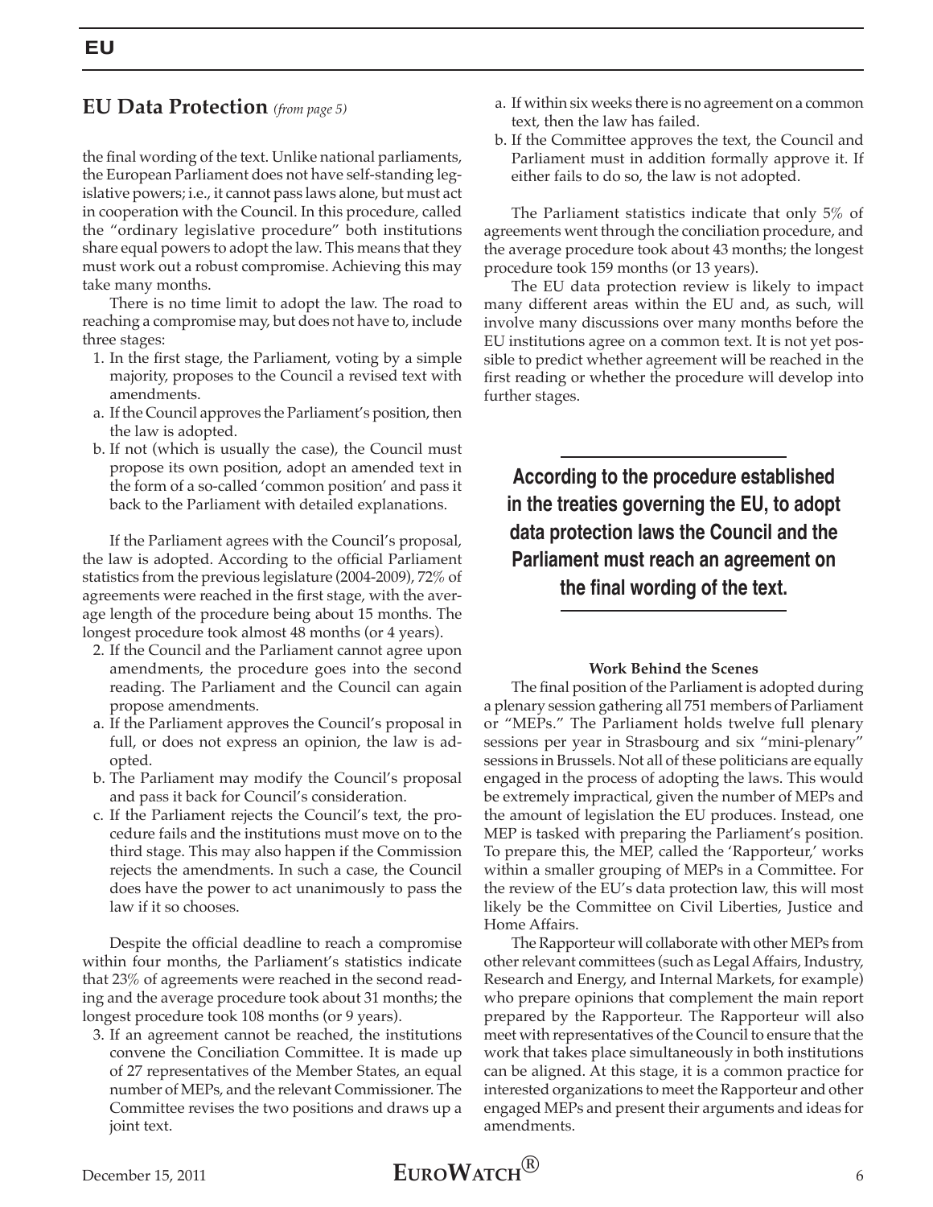## EU Data Protection *(from page 5)*

the final wording of the text. Unlike national parliaments, the European Parliament does not have self-standing legislative powers; i.e., it cannot pass laws alone, but must act in cooperation with the Council. In this procedure, called the "ordinary legislative procedure" both institutions share equal powers to adopt the law. This means that they must work out a robust compromise. Achieving this may take many months.

There is no time limit to adopt the law. The road to reaching a compromise may, but does not have to, include three stages:

1. In the first stage, the Parliament, voting by a simple majority, proposes to the Council a revised text with amendments.
   a. If the Council approves the Parliament's position, then the law is adopted.
   b. If not (which is usually the case), the Council must propose its own position, adopt an amended text in the form of a so-called 'common position' and pass it back to the Parliament with detailed explanations.

If the Parliament agrees with the Council's proposal, the law is adopted. According to the official Parliament statistics from the previous legislature (2004-2009), 72% of agreements were reached in the first stage, with the average length of the procedure being about 15 months. The longest procedure took almost 48 months (or 4 years).

2. If the Council and the Parliament cannot agree upon amendments, the procedure goes into the second reading. The Parliament and the Council can again propose amendments.
   a. If the Parliament approves the Council's proposal in full, or does not express an opinion, the law is adopted.
   b. The Parliament may modify the Council's proposal and pass it back for Council's consideration.
   c. If the Parliament rejects the Council's text, the procedure fails and the institutions must move on to the third stage. This may also happen if the Commission rejects the amendments. In such a case, the Council does have the power to act unanimously to pass the law if it so chooses.

Despite the official deadline to reach a compromise within four months, the Parliament's statistics indicate that 23% of agreements were reached in the second reading and the average procedure took about 31 months; the longest procedure took 108 months (or 9 years).

3. If an agreement cannot be reached, the institutions convene the Conciliation Committee. It is made up of 27 representatives of the Member States, an equal number of MEPs, and the relevant Commissioner. The Committee revises the two positions and draws up a joint text.
   a. If within six weeks there is no agreement on a common text, then the law has failed.
   b. If the Committee approves the text, the Council and Parliament must in addition formally approve it. If either fails to do so, the law is not adopted.

The Parliament statistics indicate that only 5% of agreements went through the conciliation procedure, and the average procedure took about 43 months; the longest procedure took 159 months (or 13 years).

The EU data protection review is likely to impact many different areas within the EU and, as such, will involve many discussions over many months before the EU institutions agree on a common text. It is not yet possible to predict whether agreement will be reached in the first reading or whether the procedure will develop into further stages.

**According to the procedure established in the treaties governing the EU, to adopt data protection laws the Council and the Parliament must reach an agreement on the final wording of the text.**

### Work Behind the Scenes

The final position of the Parliament is adopted during a plenary session gathering all 751 members of Parliament or "MEPs." The Parliament holds twelve full plenary sessions per year in Strasbourg and six "mini-plenary" sessions in Brussels. Not all of these politicians are equally engaged in the process of adopting the laws. This would be extremely impractical, given the number of MEPs and the amount of legislation the EU produces. Instead, one MEP is tasked with preparing the Parliament's position. To prepare this, the MEP, called the 'Rapporteur,' works within a smaller grouping of MEPs in a Committee. For the review of the EU's data protection law, this will most likely be the Committee on Civil Liberties, Justice and Home Affairs.

The Rapporteur will collaborate with other MEPs from other relevant committees (such as Legal Affairs, Industry, Research and Energy, and Internal Markets, for example) who prepare opinions that complement the main report prepared by the Rapporteur. The Rapporteur will also meet with representatives of the Council to ensure that the work that takes place simultaneously in both institutions can be aligned. At this stage, it is a common practice for interested organizations to meet the Rapporteur and other engaged MEPs and present their arguments and ideas for amendments.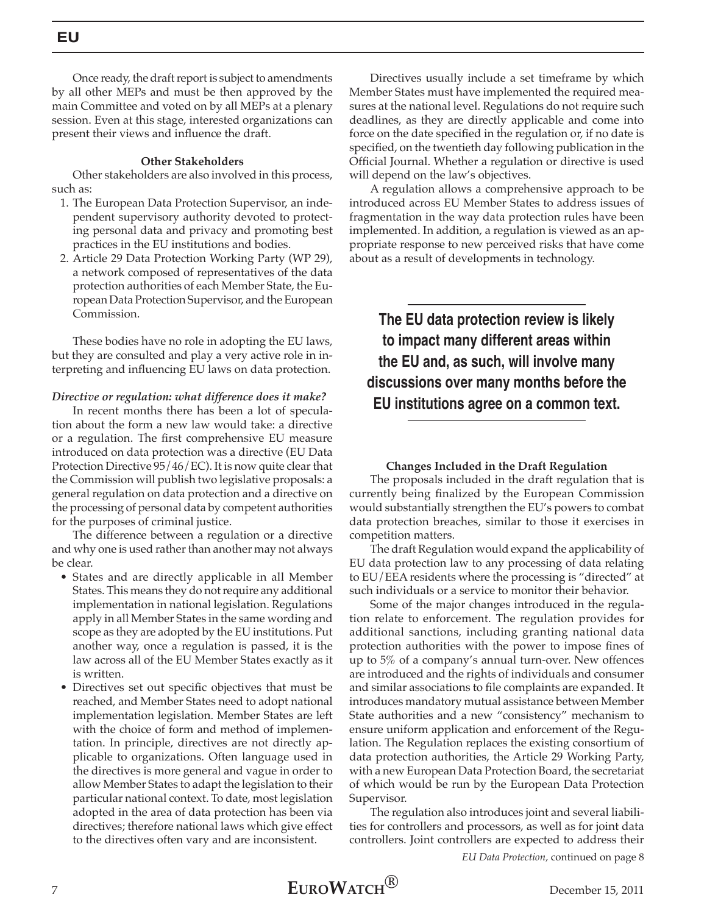Once ready, the draft report is subject to amendments by all other MEPs and must be then approved by the main Committee and voted on by all MEPs at a plenary session. Even at this stage, interested organizations can present their views and influence the draft.

**Other Stakeholders**

Other stakeholders are also involved in this process, such as:

1. The European Data Protection Supervisor, an independent supervisory authority devoted to protecting personal data and privacy and promoting best practices in the EU institutions and bodies.
2. Article 29 Data Protection Working Party (WP 29), a network composed of representatives of the data protection authorities of each Member State, the European Data Protection Supervisor, and the European Commission.

These bodies have no role in adopting the EU laws, but they are consulted and play a very active role in interpreting and influencing EU laws on data protection.

***Directive or regulation: what difference does it make?***

In recent months there has been a lot of speculation about the form a new law would take: a directive or a regulation. The first comprehensive EU measure introduced on data protection was a directive (EU Data Protection Directive 95/46/EC). It is now quite clear that the Commission will publish two legislative proposals: a general regulation on data protection and a directive on the processing of personal data by competent authorities for the purposes of criminal justice.

The difference between a regulation or a directive and why one is used rather than another may not always be clear.

- States and are directly applicable in all Member States. This means they do not require any additional implementation in national legislation. Regulations apply in all Member States in the same wording and scope as they are adopted by the EU institutions. Put another way, once a regulation is passed, it is the law across all of the EU Member States exactly as it is written.
- Directives set out specific objectives that must be reached, and Member States need to adopt national implementation legislation. Member States are left with the choice of form and method of implementation. In principle, directives are not directly applicable to organizations. Often language used in the directives is more general and vague in order to allow Member States to adapt the legislation to their particular national context. To date, most legislation adopted in the area of data protection has been via directives; therefore national laws which give effect to the directives often vary and are inconsistent.

Directives usually include a set timeframe by which Member States must have implemented the required measures at the national level. Regulations do not require such deadlines, as they are directly applicable and come into force on the date specified in the regulation or, if no date is specified, on the twentieth day following publication in the Official Journal. Whether a regulation or directive is used will depend on the law's objectives.

A regulation allows a comprehensive approach to be introduced across EU Member States to address issues of fragmentation in the way data protection rules have been implemented. In addition, a regulation is viewed as an appropriate response to new perceived risks that have come about as a result of developments in technology.

**The EU data protection review is likely to impact many different areas within the EU and, as such, will involve many discussions over many months before the EU institutions agree on a common text.**

**Changes Included in the Draft Regulation**

The proposals included in the draft regulation that is currently being finalized by the European Commission would substantially strengthen the EU's powers to combat data protection breaches, similar to those it exercises in competition matters.

The draft Regulation would expand the applicability of EU data protection law to any processing of data relating to EU/EEA residents where the processing is "directed" at such individuals or a service to monitor their behavior.

Some of the major changes introduced in the regulation relate to enforcement. The regulation provides for additional sanctions, including granting national data protection authorities with the power to impose fines of up to 5% of a company's annual turn-over. New offences are introduced and the rights of individuals and consumer and similar associations to file complaints are expanded. It introduces mandatory mutual assistance between Member State authorities and a new "consistency" mechanism to ensure uniform application and enforcement of the Regulation. The Regulation replaces the existing consortium of data protection authorities, the Article 29 Working Party, with a new European Data Protection Board, the secretariat of which would be run by the European Data Protection Supervisor.

The regulation also introduces joint and several liabilities for controllers and processors, as well as for joint data controllers. Joint controllers are expected to address their

*EU Data Protection,* continued on page 8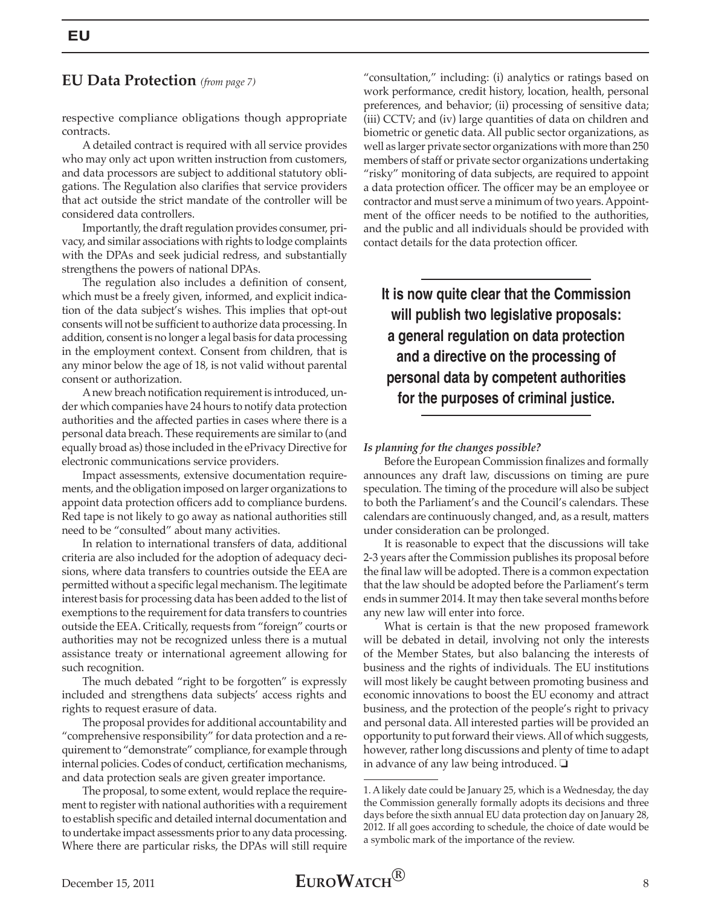## EU Data Protection *(from page 7)*

respective compliance obligations though appropriate contracts.

A detailed contract is required with all service provides who may only act upon written instruction from customers, and data processors are subject to additional statutory obligations. The Regulation also clarifies that service providers that act outside the strict mandate of the controller will be considered data controllers.

Importantly, the draft regulation provides consumer, privacy, and similar associations with rights to lodge complaints with the DPAs and seek judicial redress, and substantially strengthens the powers of national DPAs.

The regulation also includes a definition of consent, which must be a freely given, informed, and explicit indication of the data subject's wishes. This implies that opt-out consents will not be sufficient to authorize data processing. In addition, consent is no longer a legal basis for data processing in the employment context. Consent from children, that is any minor below the age of 18, is not valid without parental consent or authorization.

A new breach notification requirement is introduced, under which companies have 24 hours to notify data protection authorities and the affected parties in cases where there is a personal data breach. These requirements are similar to (and equally broad as) those included in the ePrivacy Directive for electronic communications service providers.

Impact assessments, extensive documentation requirements, and the obligation imposed on larger organizations to appoint data protection officers add to compliance burdens. Red tape is not likely to go away as national authorities still need to be "consulted" about many activities.

In relation to international transfers of data, additional criteria are also included for the adoption of adequacy decisions, where data transfers to countries outside the EEA are permitted without a specific legal mechanism. The legitimate interest basis for processing data has been added to the list of exemptions to the requirement for data transfers to countries outside the EEA. Critically, requests from "foreign" courts or authorities may not be recognized unless there is a mutual assistance treaty or international agreement allowing for such recognition.

The much debated "right to be forgotten" is expressly included and strengthens data subjects' access rights and rights to request erasure of data.

The proposal provides for additional accountability and "comprehensive responsibility" for data protection and a requirement to "demonstrate" compliance, for example through internal policies. Codes of conduct, certification mechanisms, and data protection seals are given greater importance.

The proposal, to some extent, would replace the requirement to register with national authorities with a requirement to establish specific and detailed internal documentation and to undertake impact assessments prior to any data processing. Where there are particular risks, the DPAs will still require "consultation," including: (i) analytics or ratings based on work performance, credit history, location, health, personal preferences, and behavior; (ii) processing of sensitive data; (iii) CCTV; and (iv) large quantities of data on children and biometric or genetic data. All public sector organizations, as well as larger private sector organizations with more than 250 members of staff or private sector organizations undertaking "risky" monitoring of data subjects, are required to appoint a data protection officer. The officer may be an employee or contractor and must serve a minimum of two years. Appointment of the officer needs to be notified to the authorities, and the public and all individuals should be provided with contact details for the data protection officer.

**It is now quite clear that the Commission will publish two legislative proposals: a general regulation on data protection and a directive on the processing of personal data by competent authorities for the purposes of criminal justice.**

***Is planning for the changes possible?***

Before the European Commission finalizes and formally announces any draft law, discussions on timing are pure speculation. The timing of the procedure will also be subject to both the Parliament's and the Council's calendars. These calendars are continuously changed, and, as a result, matters under consideration can be prolonged.

It is reasonable to expect that the discussions will take 2-3 years after the Commission publishes its proposal before the final law will be adopted. There is a common expectation that the law should be adopted before the Parliament's term ends in summer 2014. It may then take several months before any new law will enter into force.

What is certain is that the new proposed framework will be debated in detail, involving not only the interests of the Member States, but also balancing the interests of business and the rights of individuals. The EU institutions will most likely be caught between promoting business and economic innovations to boost the EU economy and attract business, and the protection of the people's right to privacy and personal data. All interested parties will be provided an opportunity to put forward their views. All of which suggests, however, rather long discussions and plenty of time to adapt in advance of any law being introduced. ❑

---

1. A likely date could be January 25, which is a Wednesday, the day the Commission generally formally adopts its decisions and three days before the sixth annual EU data protection day on January 28, 2012. If all goes according to schedule, the choice of date would be a symbolic mark of the importance of the review.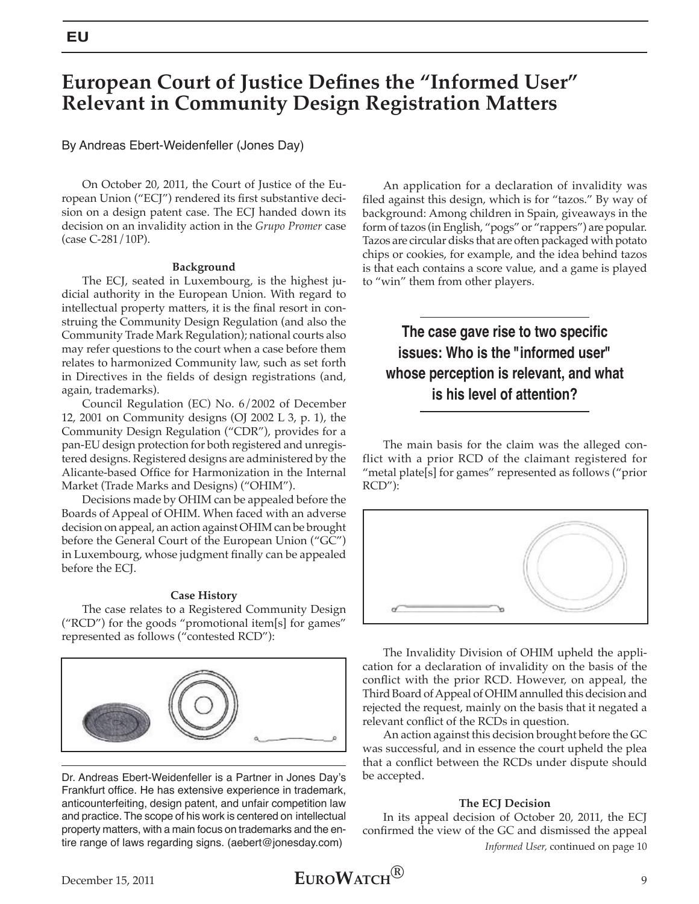# European Court of Justice Defines the "Informed User" Relevant in Community Design Registration Matters

By Andreas Ebert-Weidenfeller (Jones Day)

On October 20, 2011, the Court of Justice of the European Union ("ECJ") rendered its first substantive decision on a design patent case. The ECJ handed down its decision on an invalidity action in the *Grupo Promer* case (case C-281/10P).

**Background**

The ECJ, seated in Luxembourg, is the highest judicial authority in the European Union. With regard to intellectual property matters, it is the final resort in construing the Community Design Regulation (and also the Community Trade Mark Regulation); national courts also may refer questions to the court when a case before them relates to harmonized Community law, such as set forth in Directives in the fields of design registrations (and, again, trademarks).

Council Regulation (EC) No. 6/2002 of December 12, 2001 on Community designs (OJ 2002 L 3, p. 1), the Community Design Regulation ("CDR"), provides for a pan-EU design protection for both registered and unregistered designs. Registered designs are administered by the Alicante-based Office for Harmonization in the Internal Market (Trade Marks and Designs) ("OHIM").

Decisions made by OHIM can be appealed before the Boards of Appeal of OHIM. When faced with an adverse decision on appeal, an action against OHIM can be brought before the General Court of the European Union ("GC") in Luxembourg, whose judgment finally can be appealed before the ECJ.

**Case History**

The case relates to a Registered Community Design ("RCD") for the goods "promotional item[s] for games" represented as follows ("contested RCD"):

Dr. Andreas Ebert-Weidenfeller is a Partner in Jones Day's Frankfurt office. He has extensive experience in trademark, anticounterfeiting, design patent, and unfair competition law and practice. The scope of his work is centered on intellectual property matters, with a main focus on trademarks and the entire range of laws regarding signs. (aebert@jonesday.com)

An application for a declaration of invalidity was filed against this design, which is for "tazos." By way of background: Among children in Spain, giveaways in the form of tazos (in English, "pogs" or "rappers") are popular. Tazos are circular disks that are often packaged with potato chips or cookies, for example, and the idea behind tazos is that each contains a score value, and a game is played to "win" them from other players.

**The case gave rise to two specific issues: Who is the "informed user" whose perception is relevant, and what is his level of attention?**

The main basis for the claim was the alleged conflict with a prior RCD of the claimant registered for "metal plate[s] for games" represented as follows ("prior RCD"):

The Invalidity Division of OHIM upheld the application for a declaration of invalidity on the basis of the conflict with the prior RCD. However, on appeal, the Third Board of Appeal of OHIM annulled this decision and rejected the request, mainly on the basis that it negated a relevant conflict of the RCDs in question.

An action against this decision brought before the GC was successful, and in essence the court upheld the plea that a conflict between the RCDs under dispute should be accepted.

**The ECJ Decision**

In its appeal decision of October 20, 2011, the ECJ confirmed the view of the GC and dismissed the appeal

*Informed User,* continued on page 10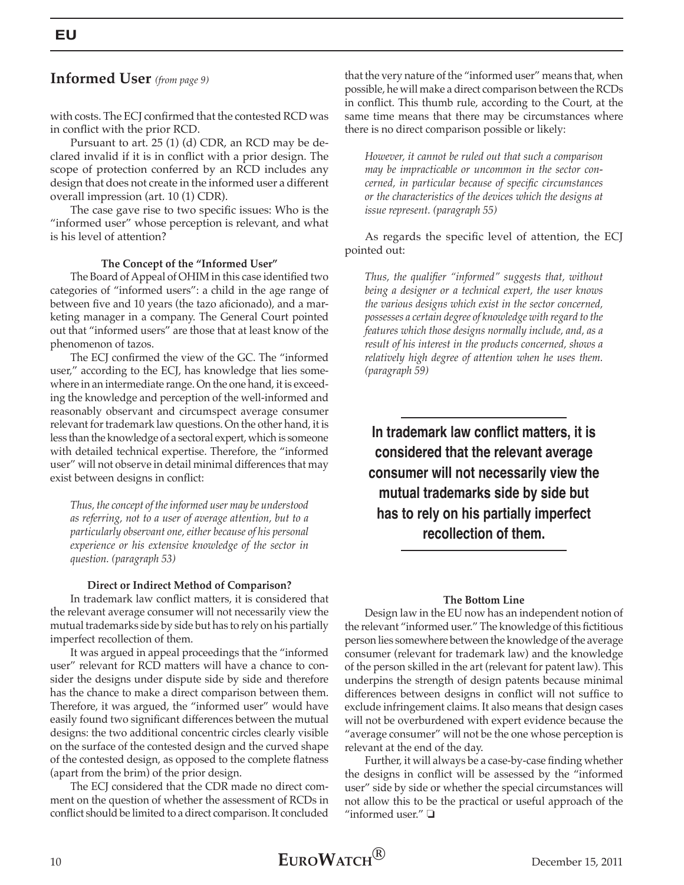## Informed User *(from page 9)*

with costs. The ECJ confirmed that the contested RCD was in conflict with the prior RCD.

Pursuant to art. 25 (1) (d) CDR, an RCD may be declared invalid if it is in conflict with a prior design. The scope of protection conferred by an RCD includes any design that does not create in the informed user a different overall impression (art. 10 (1) CDR).

The case gave rise to two specific issues: Who is the "informed user" whose perception is relevant, and what is his level of attention?

### The Concept of the "Informed User"

The Board of Appeal of OHIM in this case identified two categories of "informed users": a child in the age range of between five and 10 years (the tazo aficionado), and a marketing manager in a company. The General Court pointed out that "informed users" are those that at least know of the phenomenon of tazos.

The ECJ confirmed the view of the GC. The "informed user," according to the ECJ, has knowledge that lies somewhere in an intermediate range. On the one hand, it is exceeding the knowledge and perception of the well-informed and reasonably observant and circumspect average consumer relevant for trademark law questions. On the other hand, it is less than the knowledge of a sectoral expert, which is someone with detailed technical expertise. Therefore, the "informed user" will not observe in detail minimal differences that may exist between designs in conflict:

> *Thus, the concept of the informed user may be understood as referring, not to a user of average attention, but to a particularly observant one, either because of his personal experience or his extensive knowledge of the sector in question. (paragraph 53)*

### Direct or Indirect Method of Comparison?

In trademark law conflict matters, it is considered that the relevant average consumer will not necessarily view the mutual trademarks side by side but has to rely on his partially imperfect recollection of them.

It was argued in appeal proceedings that the "informed user" relevant for RCD matters will have a chance to consider the designs under dispute side by side and therefore has the chance to make a direct comparison between them. Therefore, it was argued, the "informed user" would have easily found two significant differences between the mutual designs: the two additional concentric circles clearly visible on the surface of the contested design and the curved shape of the contested design, as opposed to the complete flatness (apart from the brim) of the prior design.

The ECJ considered that the CDR made no direct comment on the question of whether the assessment of RCDs in conflict should be limited to a direct comparison. It concluded that the very nature of the "informed user" means that, when possible, he will make a direct comparison between the RCDs in conflict. This thumb rule, according to the Court, at the same time means that there may be circumstances where there is no direct comparison possible or likely:

> *However, it cannot be ruled out that such a comparison may be impracticable or uncommon in the sector concerned, in particular because of specific circumstances or the characteristics of the devices which the designs at issue represent. (paragraph 55)*

As regards the specific level of attention, the ECJ pointed out:

> *Thus, the qualifier "informed" suggests that, without being a designer or a technical expert, the user knows the various designs which exist in the sector concerned, possesses a certain degree of knowledge with regard to the features which those designs normally include, and, as a result of his interest in the products concerned, shows a relatively high degree of attention when he uses them. (paragraph 59)*

**In trademark law conflict matters, it is considered that the relevant average consumer will not necessarily view the mutual trademarks side by side but has to rely on his partially imperfect recollection of them.**

### The Bottom Line

Design law in the EU now has an independent notion of the relevant "informed user." The knowledge of this fictitious person lies somewhere between the knowledge of the average consumer (relevant for trademark law) and the knowledge of the person skilled in the art (relevant for patent law). This underpins the strength of design patents because minimal differences between designs in conflict will not suffice to exclude infringement claims. It also means that design cases will not be overburdened with expert evidence because the "average consumer" will not be the one whose perception is relevant at the end of the day.

Further, it will always be a case-by-case finding whether the designs in conflict will be assessed by the "informed user" side by side or whether the special circumstances will not allow this to be the practical or useful approach of the "informed user." ❑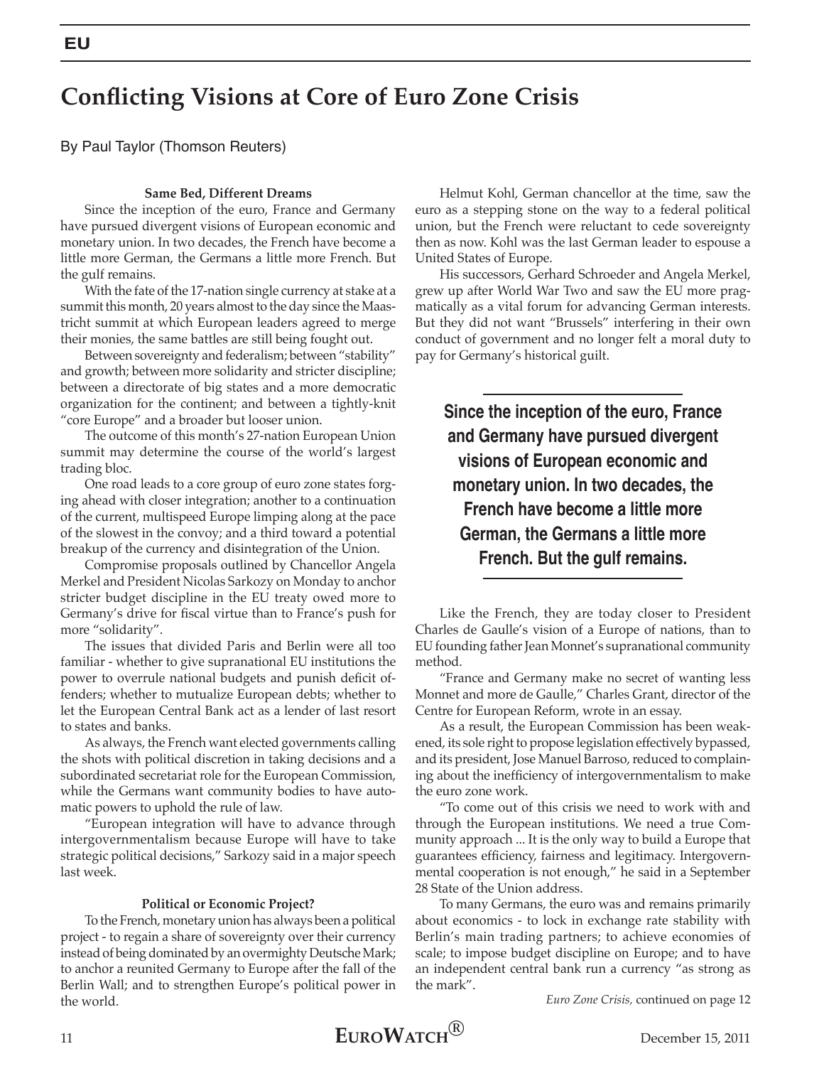# Conflicting Visions at Core of Euro Zone Crisis

By Paul Taylor (Thomson Reuters)

### Same Bed, Different Dreams

Since the inception of the euro, France and Germany have pursued divergent visions of European economic and monetary union. In two decades, the French have become a little more German, the Germans a little more French. But the gulf remains.

With the fate of the 17-nation single currency at stake at a summit this month, 20 years almost to the day since the Maastricht summit at which European leaders agreed to merge their monies, the same battles are still being fought out.

Between sovereignty and federalism; between "stability" and growth; between more solidarity and stricter discipline; between a directorate of big states and a more democratic organization for the continent; and between a tightly-knit "core Europe" and a broader but looser union.

The outcome of this month's 27-nation European Union summit may determine the course of the world's largest trading bloc.

One road leads to a core group of euro zone states forging ahead with closer integration; another to a continuation of the current, multispeed Europe limping along at the pace of the slowest in the convoy; and a third toward a potential breakup of the currency and disintegration of the Union.

Compromise proposals outlined by Chancellor Angela Merkel and President Nicolas Sarkozy on Monday to anchor stricter budget discipline in the EU treaty owed more to Germany's drive for fiscal virtue than to France's push for more "solidarity".

The issues that divided Paris and Berlin were all too familiar - whether to give supranational EU institutions the power to overrule national budgets and punish deficit offenders; whether to mutualize European debts; whether to let the European Central Bank act as a lender of last resort to states and banks.

As always, the French want elected governments calling the shots with political discretion in taking decisions and a subordinated secretariat role for the European Commission, while the Germans want community bodies to have automatic powers to uphold the rule of law.

"European integration will have to advance through intergovernmentalism because Europe will have to take strategic political decisions," Sarkozy said in a major speech last week.

### Political or Economic Project?

To the French, monetary union has always been a political project - to regain a share of sovereignty over their currency instead of being dominated by an overmighty Deutsche Mark; to anchor a reunited Germany to Europe after the fall of the Berlin Wall; and to strengthen Europe's political power in the world.

Helmut Kohl, German chancellor at the time, saw the euro as a stepping stone on the way to a federal political union, but the French were reluctant to cede sovereignty then as now. Kohl was the last German leader to espouse a United States of Europe.

His successors, Gerhard Schroeder and Angela Merkel, grew up after World War Two and saw the EU more pragmatically as a vital forum for advancing German interests. But they did not want "Brussels" interfering in their own conduct of government and no longer felt a moral duty to pay for Germany's historical guilt.

> **Since the inception of the euro, France and Germany have pursued divergent visions of European economic and monetary union. In two decades, the French have become a little more German, the Germans a little more French. But the gulf remains.**

Like the French, they are today closer to President Charles de Gaulle's vision of a Europe of nations, than to EU founding father Jean Monnet's supranational community method.

"France and Germany make no secret of wanting less Monnet and more de Gaulle," Charles Grant, director of the Centre for European Reform, wrote in an essay.

As a result, the European Commission has been weakened, its sole right to propose legislation effectively bypassed, and its president, Jose Manuel Barroso, reduced to complaining about the inefficiency of intergovernmentalism to make the euro zone work.

"To come out of this crisis we need to work with and through the European institutions. We need a true Community approach ... It is the only way to build a Europe that guarantees efficiency, fairness and legitimacy. Intergovernmental cooperation is not enough," he said in a September 28 State of the Union address.

To many Germans, the euro was and remains primarily about economics - to lock in exchange rate stability with Berlin's main trading partners; to achieve economies of scale; to impose budget discipline on Europe; and to have an independent central bank run a currency "as strong as the mark".

*Euro Zone Crisis,* continued on page 12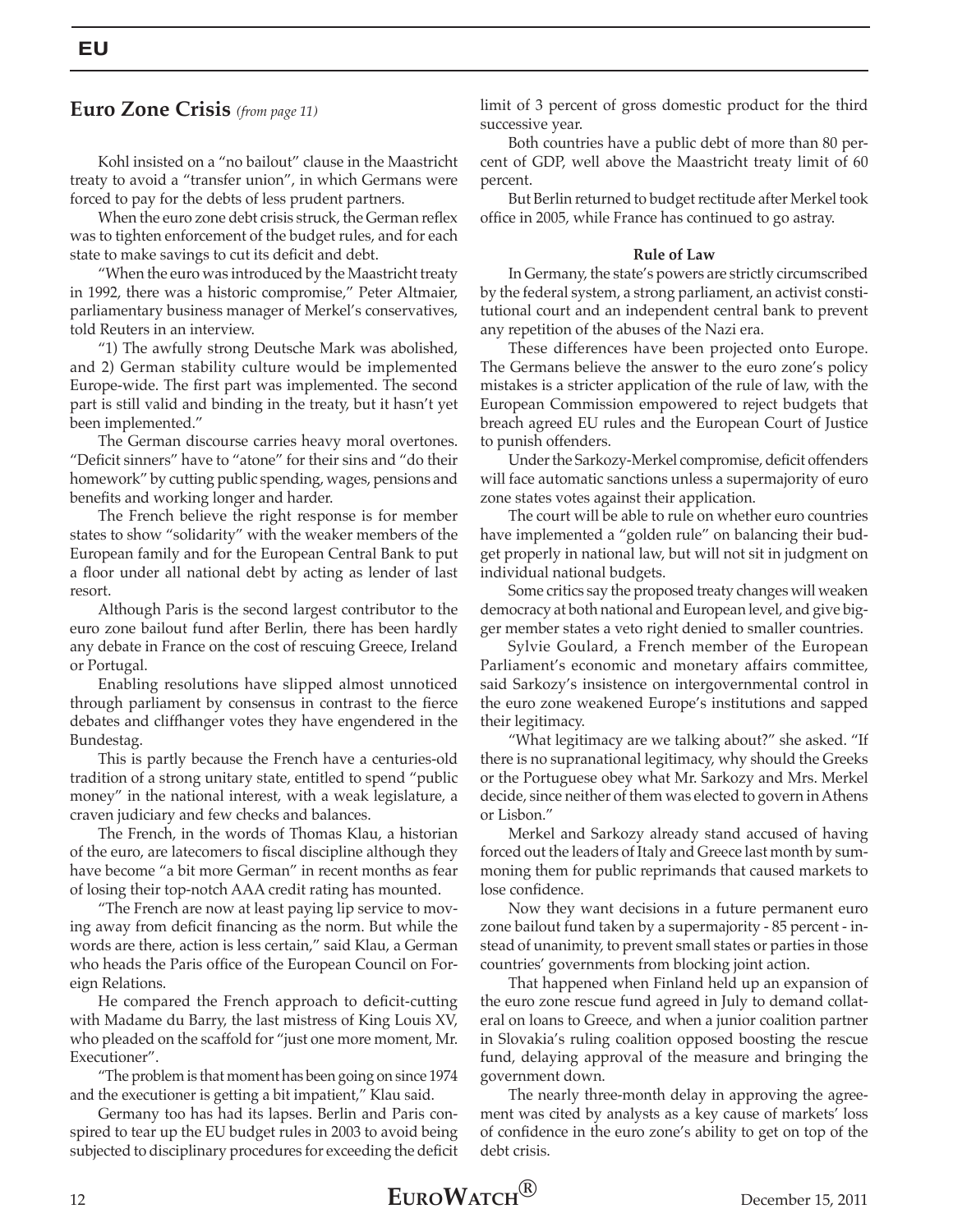## Euro Zone Crisis *(from page 11)*

Kohl insisted on a "no bailout" clause in the Maastricht treaty to avoid a "transfer union", in which Germans were forced to pay for the debts of less prudent partners.

When the euro zone debt crisis struck, the German reflex was to tighten enforcement of the budget rules, and for each state to make savings to cut its deficit and debt.

"When the euro was introduced by the Maastricht treaty in 1992, there was a historic compromise," Peter Altmaier, parliamentary business manager of Merkel's conservatives, told Reuters in an interview.

"1) The awfully strong Deutsche Mark was abolished, and 2) German stability culture would be implemented Europe-wide. The first part was implemented. The second part is still valid and binding in the treaty, but it hasn't yet been implemented."

The German discourse carries heavy moral overtones. "Deficit sinners" have to "atone" for their sins and "do their homework" by cutting public spending, wages, pensions and benefits and working longer and harder.

The French believe the right response is for member states to show "solidarity" with the weaker members of the European family and for the European Central Bank to put a floor under all national debt by acting as lender of last resort.

Although Paris is the second largest contributor to the euro zone bailout fund after Berlin, there has been hardly any debate in France on the cost of rescuing Greece, Ireland or Portugal.

Enabling resolutions have slipped almost unnoticed through parliament by consensus in contrast to the fierce debates and cliffhanger votes they have engendered in the Bundestag.

This is partly because the French have a centuries-old tradition of a strong unitary state, entitled to spend "public money" in the national interest, with a weak legislature, a craven judiciary and few checks and balances.

The French, in the words of Thomas Klau, a historian of the euro, are latecomers to fiscal discipline although they have become "a bit more German" in recent months as fear of losing their top-notch AAA credit rating has mounted.

"The French are now at least paying lip service to moving away from deficit financing as the norm. But while the words are there, action is less certain," said Klau, a German who heads the Paris office of the European Council on Foreign Relations.

He compared the French approach to deficit-cutting with Madame du Barry, the last mistress of King Louis XV, who pleaded on the scaffold for "just one more moment, Mr. Executioner".

"The problem is that moment has been going on since 1974 and the executioner is getting a bit impatient," Klau said.

Germany too has had its lapses. Berlin and Paris conspired to tear up the EU budget rules in 2003 to avoid being subjected to disciplinary procedures for exceeding the deficit limit of 3 percent of gross domestic product for the third successive year.

Both countries have a public debt of more than 80 percent of GDP, well above the Maastricht treaty limit of 60 percent.

But Berlin returned to budget rectitude after Merkel took office in 2005, while France has continued to go astray.

### Rule of Law

In Germany, the state's powers are strictly circumscribed by the federal system, a strong parliament, an activist constitutional court and an independent central bank to prevent any repetition of the abuses of the Nazi era.

These differences have been projected onto Europe. The Germans believe the answer to the euro zone's policy mistakes is a stricter application of the rule of law, with the European Commission empowered to reject budgets that breach agreed EU rules and the European Court of Justice to punish offenders.

Under the Sarkozy-Merkel compromise, deficit offenders will face automatic sanctions unless a supermajority of euro zone states votes against their application.

The court will be able to rule on whether euro countries have implemented a "golden rule" on balancing their budget properly in national law, but will not sit in judgment on individual national budgets.

Some critics say the proposed treaty changes will weaken democracy at both national and European level, and give bigger member states a veto right denied to smaller countries.

Sylvie Goulard, a French member of the European Parliament's economic and monetary affairs committee, said Sarkozy's insistence on intergovernmental control in the euro zone weakened Europe's institutions and sapped their legitimacy.

"What legitimacy are we talking about?" she asked. "If there is no supranational legitimacy, why should the Greeks or the Portuguese obey what Mr. Sarkozy and Mrs. Merkel decide, since neither of them was elected to govern in Athens or Lisbon."

Merkel and Sarkozy already stand accused of having forced out the leaders of Italy and Greece last month by summoning them for public reprimands that caused markets to lose confidence.

Now they want decisions in a future permanent euro zone bailout fund taken by a supermajority - 85 percent - instead of unanimity, to prevent small states or parties in those countries' governments from blocking joint action.

That happened when Finland held up an expansion of the euro zone rescue fund agreed in July to demand collateral on loans to Greece, and when a junior coalition partner in Slovakia's ruling coalition opposed boosting the rescue fund, delaying approval of the measure and bringing the government down.

The nearly three-month delay in approving the agreement was cited by analysts as a key cause of markets' loss of confidence in the euro zone's ability to get on top of the debt crisis.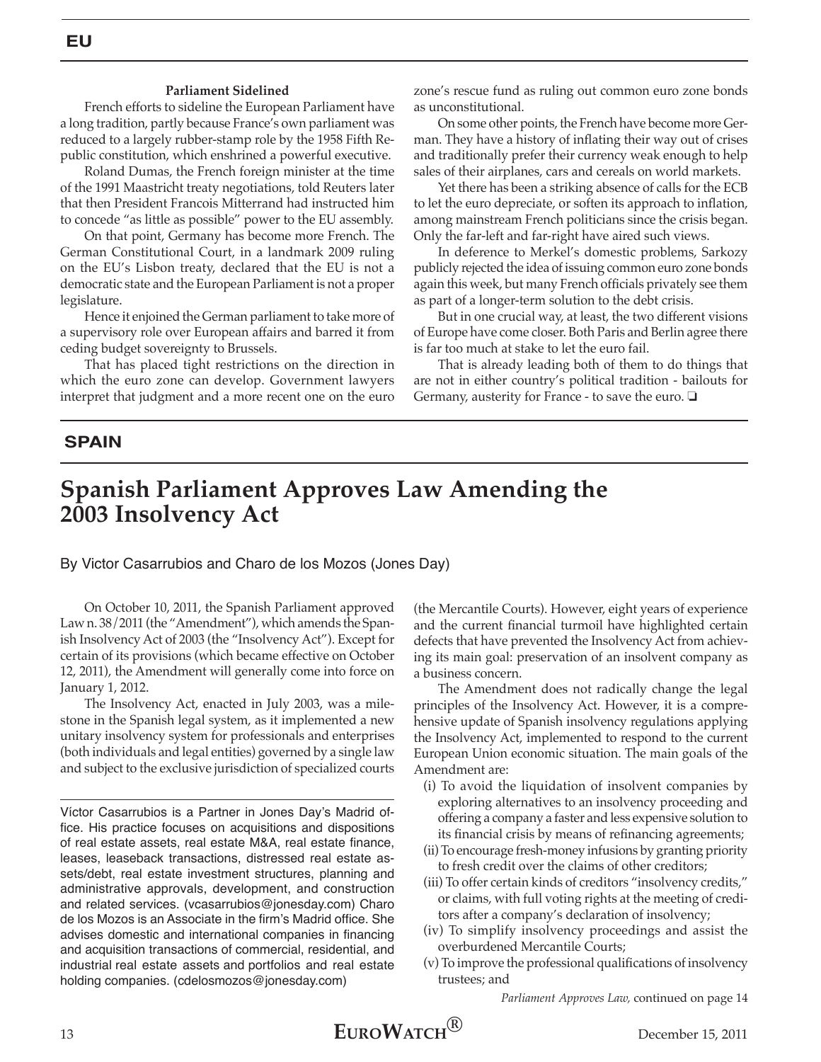**EU**

### Parliament Sidelined

French efforts to sideline the European Parliament have a long tradition, partly because France's own parliament was reduced to a largely rubber-stamp role by the 1958 Fifth Republic constitution, which enshrined a powerful executive.

Roland Dumas, the French foreign minister at the time of the 1991 Maastricht treaty negotiations, told Reuters later that then President Francois Mitterrand had instructed him to concede "as little as possible" power to the EU assembly.

On that point, Germany has become more French. The German Constitutional Court, in a landmark 2009 ruling on the EU's Lisbon treaty, declared that the EU is not a democratic state and the European Parliament is not a proper legislature.

Hence it enjoined the German parliament to take more of a supervisory role over European affairs and barred it from ceding budget sovereignty to Brussels.

That has placed tight restrictions on the direction in which the euro zone can develop. Government lawyers interpret that judgment and a more recent one on the euro zone's rescue fund as ruling out common euro zone bonds as unconstitutional.

On some other points, the French have become more German. They have a history of inflating their way out of crises and traditionally prefer their currency weak enough to help sales of their airplanes, cars and cereals on world markets.

Yet there has been a striking absence of calls for the ECB to let the euro depreciate, or soften its approach to inflation, among mainstream French politicians since the crisis began. Only the far-left and far-right have aired such views.

In deference to Merkel's domestic problems, Sarkozy publicly rejected the idea of issuing common euro zone bonds again this week, but many French officials privately see them as part of a longer-term solution to the debt crisis.

But in one crucial way, at least, the two different visions of Europe have come closer. Both Paris and Berlin agree there is far too much at stake to let the euro fail.

That is already leading both of them to do things that are not in either country's political tradition - bailouts for Germany, austerity for France - to save the euro. ❑

**SPAIN**

# Spanish Parliament Approves Law Amending the 2003 Insolvency Act

By Victor Casarrubios and Charo de los Mozos (Jones Day)

On October 10, 2011, the Spanish Parliament approved Law n. 38/2011 (the "Amendment"), which amends the Spanish Insolvency Act of 2003 (the "Insolvency Act"). Except for certain of its provisions (which became effective on October 12, 2011), the Amendment will generally come into force on January 1, 2012.

The Insolvency Act, enacted in July 2003, was a milestone in the Spanish legal system, as it implemented a new unitary insolvency system for professionals and enterprises (both individuals and legal entities) governed by a single law and subject to the exclusive jurisdiction of specialized courts (the Mercantile Courts). However, eight years of experience and the current financial turmoil have highlighted certain defects that have prevented the Insolvency Act from achieving its main goal: preservation of an insolvent company as a business concern.

The Amendment does not radically change the legal principles of the Insolvency Act. However, it is a comprehensive update of Spanish insolvency regulations applying the Insolvency Act, implemented to respond to the current European Union economic situation. The main goals of the Amendment are:

(i) To avoid the liquidation of insolvent companies by exploring alternatives to an insolvency proceeding and offering a company a faster and less expensive solution to its financial crisis by means of refinancing agreements;

(ii) To encourage fresh-money infusions by granting priority to fresh credit over the claims of other creditors;

(iii) To offer certain kinds of creditors "insolvency credits," or claims, with full voting rights at the meeting of creditors after a company's declaration of insolvency;

(iv) To simplify insolvency proceedings and assist the overburdened Mercantile Courts;

(v) To improve the professional qualifications of insolvency trustees; and

*Parliament Approves Law,* continued on page 14

---

Víctor Casarrubios is a Partner in Jones Day's Madrid office. His practice focuses on acquisitions and dispositions of real estate assets, real estate M&A, real estate finance, leases, leaseback transactions, distressed real estate assets/debt, real estate investment structures, planning and administrative approvals, development, and construction and related services. (vcasarrubios@jonesday.com) Charo de los Mozos is an Associate in the firm's Madrid office. She advises domestic and international companies in financing and acquisition transactions of commercial, residential, and industrial real estate assets and portfolios and real estate holding companies. (cdelosmozos@jonesday.com)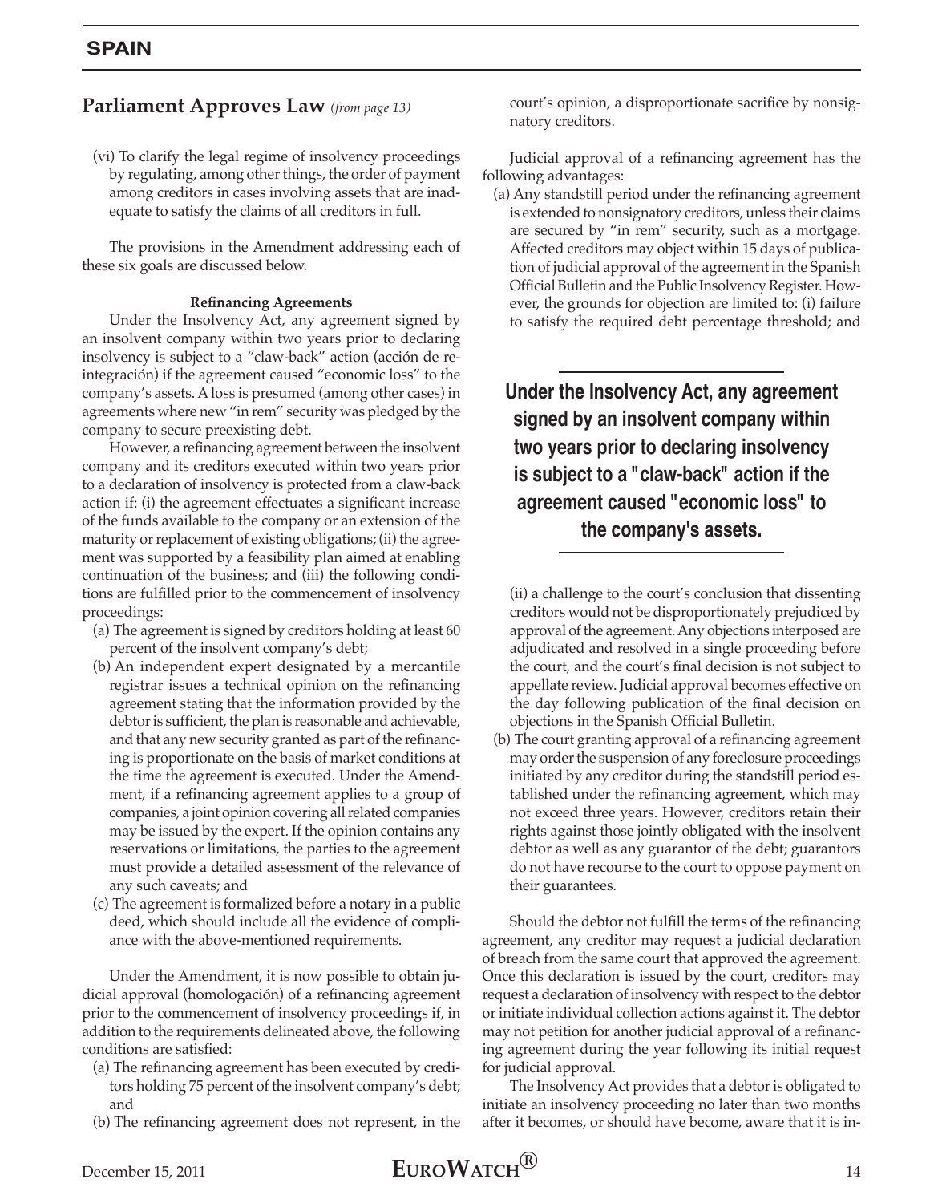## Parliament Approves Law *(from page 13)*

(vi) To clarify the legal regime of insolvency proceedings by regulating, among other things, the order of payment among creditors in cases involving assets that are inadequate to satisfy the claims of all creditors in full.

The provisions in the Amendment addressing each of these six goals are discussed below.

#### Refinancing Agreements

Under the Insolvency Act, any agreement signed by an insolvent company within two years prior to declaring insolvency is subject to a "claw-back" action (acción de reintegración) if the agreement caused "economic loss" to the company's assets. A loss is presumed (among other cases) in agreements where new "in rem" security was pledged by the company to secure preexisting debt.

However, a refinancing agreement between the insolvent company and its creditors executed within two years prior to a declaration of insolvency is protected from a claw-back action if: (i) the agreement effectuates a significant increase of the funds available to the company or an extension of the maturity or replacement of existing obligations; (ii) the agreement was supported by a feasibility plan aimed at enabling continuation of the business; and (iii) the following conditions are fulfilled prior to the commencement of insolvency proceedings:

(a) The agreement is signed by creditors holding at least 60 percent of the insolvent company's debt;

(b) An independent expert designated by a mercantile registrar issues a technical opinion on the refinancing agreement stating that the information provided by the debtor is sufficient, the plan is reasonable and achievable, and that any new security granted as part of the refinancing is proportionate on the basis of market conditions at the time the agreement is executed. Under the Amendment, if a refinancing agreement applies to a group of companies, a joint opinion covering all related companies may be issued by the expert. If the opinion contains any reservations or limitations, the parties to the agreement must provide a detailed assessment of the relevance of any such caveats; and

(c) The agreement is formalized before a notary in a public deed, which should include all the evidence of compliance with the above-mentioned requirements.

Under the Amendment, it is now possible to obtain judicial approval (homologación) of a refinancing agreement prior to the commencement of insolvency proceedings if, in addition to the requirements delineated above, the following conditions are satisfied:

(a) The refinancing agreement has been executed by creditors holding 75 percent of the insolvent company's debt; and

(b) The refinancing agreement does not represent, in the court's opinion, a disproportionate sacrifice by nonsignatory creditors.

Judicial approval of a refinancing agreement has the following advantages:

(a) Any standstill period under the refinancing agreement is extended to nonsignatory creditors, unless their claims are secured by "in rem" security, such as a mortgage. Affected creditors may object within 15 days of publication of judicial approval of the agreement in the Spanish Official Bulletin and the Public Insolvency Register. However, the grounds for objection are limited to: (i) failure to satisfy the required debt percentage threshold; and (ii) a challenge to the court's conclusion that dissenting creditors would not be disproportionately prejudiced by approval of the agreement. Any objections interposed are adjudicated and resolved in a single proceeding before the court, and the court's final decision is not subject to appellate review. Judicial approval becomes effective on the day following publication of the final decision on objections in the Spanish Official Bulletin.

(b) The court granting approval of a refinancing agreement may order the suspension of any foreclosure proceedings initiated by any creditor during the standstill period established under the refinancing agreement, which may not exceed three years. However, creditors retain their rights against those jointly obligated with the insolvent debtor as well as any guarantor of the debt; guarantors do not have recourse to the court to oppose payment on their guarantees.

> **Under the Insolvency Act, any agreement signed by an insolvent company within two years prior to declaring insolvency is subject to a "claw-back" action if the agreement caused "economic loss" to the company's assets.**

Should the debtor not fulfill the terms of the refinancing agreement, any creditor may request a judicial declaration of breach from the same court that approved the agreement. Once this declaration is issued by the court, creditors may request a declaration of insolvency with respect to the debtor or initiate individual collection actions against it. The debtor may not petition for another judicial approval of a refinancing agreement during the year following its initial request for judicial approval.

The Insolvency Act provides that a debtor is obligated to initiate an insolvency proceeding no later than two months after it becomes, or should have become, aware that it is in-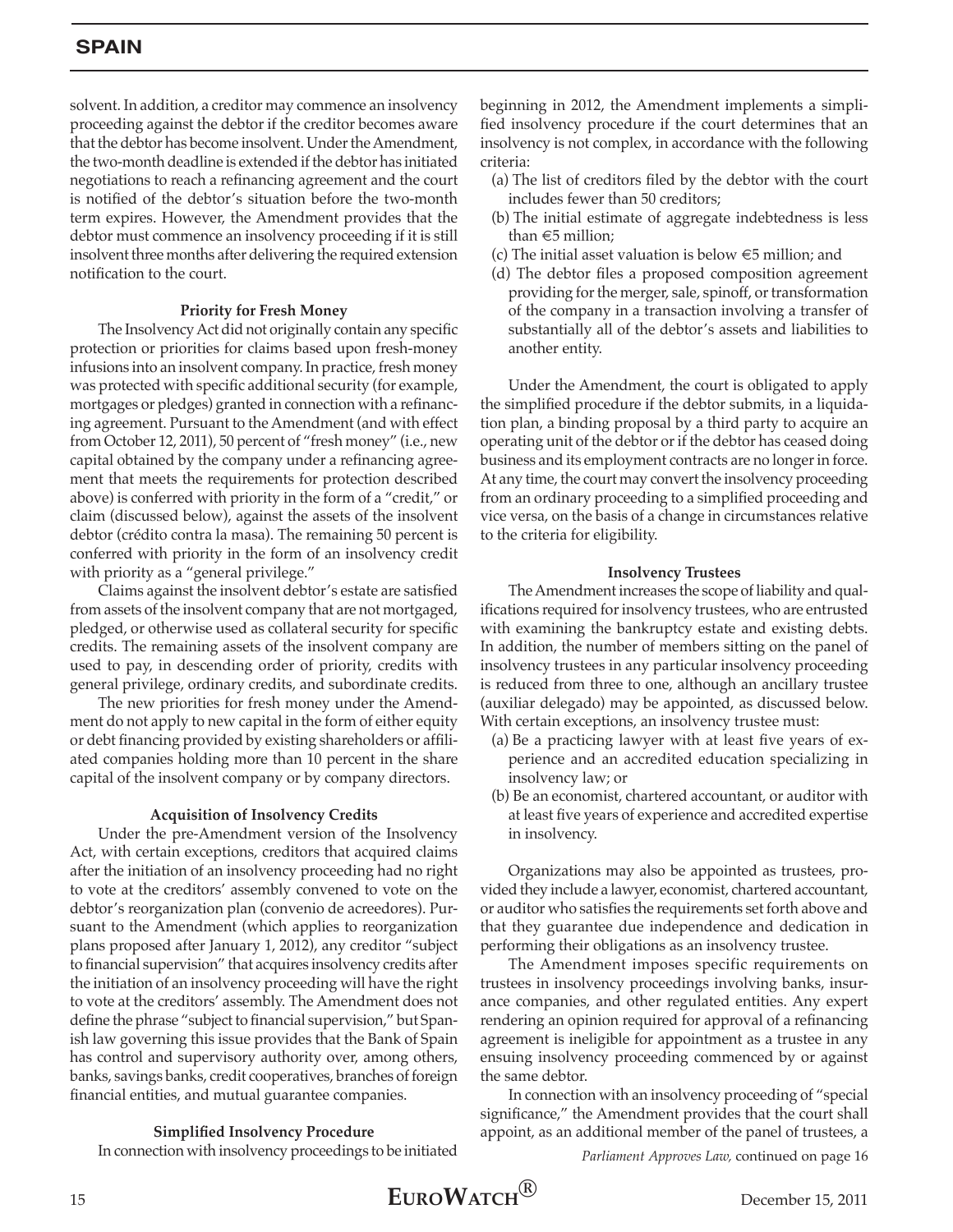solvent. In addition, a creditor may commence an insolvency proceeding against the debtor if the creditor becomes aware that the debtor has become insolvent. Under the Amendment, the two-month deadline is extended if the debtor has initiated negotiations to reach a refinancing agreement and the court is notified of the debtor's situation before the two-month term expires. However, the Amendment provides that the debtor must commence an insolvency proceeding if it is still insolvent three months after delivering the required extension notification to the court.

#### Priority for Fresh Money

The Insolvency Act did not originally contain any specific protection or priorities for claims based upon fresh-money infusions into an insolvent company. In practice, fresh money was protected with specific additional security (for example, mortgages or pledges) granted in connection with a refinancing agreement. Pursuant to the Amendment (and with effect from October 12, 2011), 50 percent of "fresh money" (i.e., new capital obtained by the company under a refinancing agreement that meets the requirements for protection described above) is conferred with priority in the form of a "credit," or claim (discussed below), against the assets of the insolvent debtor (crédito contra la masa). The remaining 50 percent is conferred with priority in the form of an insolvency credit with priority as a "general privilege."

Claims against the insolvent debtor's estate are satisfied from assets of the insolvent company that are not mortgaged, pledged, or otherwise used as collateral security for specific credits. The remaining assets of the insolvent company are used to pay, in descending order of priority, credits with general privilege, ordinary credits, and subordinate credits.

The new priorities for fresh money under the Amendment do not apply to new capital in the form of either equity or debt financing provided by existing shareholders or affiliated companies holding more than 10 percent in the share capital of the insolvent company or by company directors.

#### Acquisition of Insolvency Credits

Under the pre-Amendment version of the Insolvency Act, with certain exceptions, creditors that acquired claims after the initiation of an insolvency proceeding had no right to vote at the creditors' assembly convened to vote on the debtor's reorganization plan (convenio de acreedores). Pursuant to the Amendment (which applies to reorganization plans proposed after January 1, 2012), any creditor "subject to financial supervision" that acquires insolvency credits after the initiation of an insolvency proceeding will have the right to vote at the creditors' assembly. The Amendment does not define the phrase "subject to financial supervision," but Spanish law governing this issue provides that the Bank of Spain has control and supervisory authority over, among others, banks, savings banks, credit cooperatives, branches of foreign financial entities, and mutual guarantee companies.

#### Simplified Insolvency Procedure

In connection with insolvency proceedings to be initiated beginning in 2012, the Amendment implements a simplified insolvency procedure if the court determines that an insolvency is not complex, in accordance with the following criteria:

(a) The list of creditors filed by the debtor with the court includes fewer than 50 creditors;

(b) The initial estimate of aggregate indebtedness is less than €5 million;

(c) The initial asset valuation is below €5 million; and

(d) The debtor files a proposed composition agreement providing for the merger, sale, spinoff, or transformation of the company in a transaction involving a transfer of substantially all of the debtor's assets and liabilities to another entity.

Under the Amendment, the court is obligated to apply the simplified procedure if the debtor submits, in a liquidation plan, a binding proposal by a third party to acquire an operating unit of the debtor or if the debtor has ceased doing business and its employment contracts are no longer in force. At any time, the court may convert the insolvency proceeding from an ordinary proceeding to a simplified proceeding and vice versa, on the basis of a change in circumstances relative to the criteria for eligibility.

#### Insolvency Trustees

The Amendment increases the scope of liability and qualifications required for insolvency trustees, who are entrusted with examining the bankruptcy estate and existing debts. In addition, the number of members sitting on the panel of insolvency trustees in any particular insolvency proceeding is reduced from three to one, although an ancillary trustee (auxiliar delegado) may be appointed, as discussed below. With certain exceptions, an insolvency trustee must:

(a) Be a practicing lawyer with at least five years of experience and an accredited education specializing in insolvency law; or

(b) Be an economist, chartered accountant, or auditor with at least five years of experience and accredited expertise in insolvency.

Organizations may also be appointed as trustees, provided they include a lawyer, economist, chartered accountant, or auditor who satisfies the requirements set forth above and that they guarantee due independence and dedication in performing their obligations as an insolvency trustee.

The Amendment imposes specific requirements on trustees in insolvency proceedings involving banks, insurance companies, and other regulated entities. Any expert rendering an opinion required for approval of a refinancing agreement is ineligible for appointment as a trustee in any ensuing insolvency proceeding commenced by or against the same debtor.

In connection with an insolvency proceeding of "special significance," the Amendment provides that the court shall appoint, as an additional member of the panel of trustees, a

*Parliament Approves Law,* continued on page 16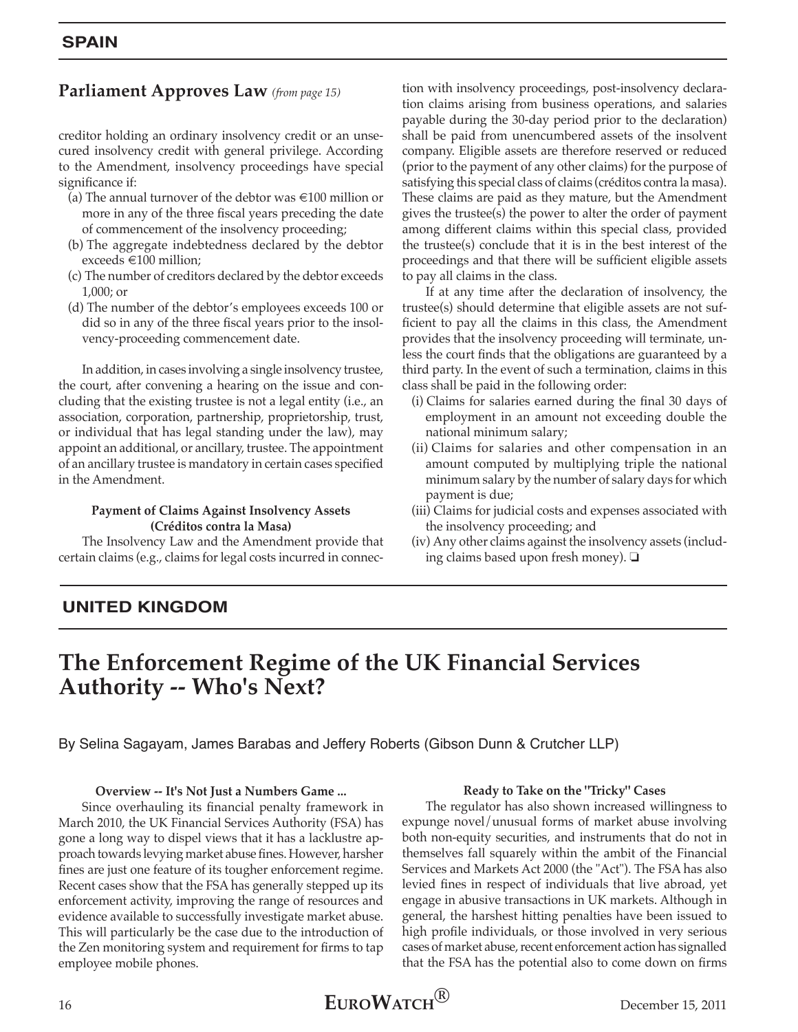## SPAIN

### Parliament Approves Law *(from page 15)*

creditor holding an ordinary insolvency credit or an unsecured insolvency credit with general privilege. According to the Amendment, insolvency proceedings have special significance if:

(a) The annual turnover of the debtor was €100 million or more in any of the three fiscal years preceding the date of commencement of the insolvency proceeding;

(b) The aggregate indebtedness declared by the debtor exceeds €100 million;

(c) The number of creditors declared by the debtor exceeds 1,000; or

(d) The number of the debtor's employees exceeds 100 or did so in any of the three fiscal years prior to the insolvency-proceeding commencement date.

In addition, in cases involving a single insolvency trustee, the court, after convening a hearing on the issue and concluding that the existing trustee is not a legal entity (i.e., an association, corporation, partnership, proprietorship, trust, or individual that has legal standing under the law), may appoint an additional, or ancillary, trustee. The appointment of an ancillary trustee is mandatory in certain cases specified in the Amendment.

**Payment of Claims Against Insolvency Assets (Créditos contra la Masa)**

The Insolvency Law and the Amendment provide that certain claims (e.g., claims for legal costs incurred in connection with insolvency proceedings, post-insolvency declaration claims arising from business operations, and salaries payable during the 30-day period prior to the declaration) shall be paid from unencumbered assets of the insolvent company. Eligible assets are therefore reserved or reduced (prior to the payment of any other claims) for the purpose of satisfying this special class of claims (créditos contra la masa). These claims are paid as they mature, but the Amendment gives the trustee(s) the power to alter the order of payment among different claims within this special class, provided the trustee(s) conclude that it is in the best interest of the proceedings and that there will be sufficient eligible assets to pay all claims in the class.

If at any time after the declaration of insolvency, the trustee(s) should determine that eligible assets are not sufficient to pay all the claims in this class, the Amendment provides that the insolvency proceeding will terminate, unless the court finds that the obligations are guaranteed by a third party. In the event of such a termination, claims in this class shall be paid in the following order:

(i) Claims for salaries earned during the final 30 days of employment in an amount not exceeding double the national minimum salary;

(ii) Claims for salaries and other compensation in an amount computed by multiplying triple the national minimum salary by the number of salary days for which payment is due;

(iii) Claims for judicial costs and expenses associated with the insolvency proceeding; and

(iv) Any other claims against the insolvency assets (including claims based upon fresh money). ❑

## UNITED KINGDOM

# The Enforcement Regime of the UK Financial Services Authority -- Who's Next?

By Selina Sagayam, James Barabas and Jeffery Roberts (Gibson Dunn & Crutcher LLP)

**Overview -- It's Not Just a Numbers Game ...**

Since overhauling its financial penalty framework in March 2010, the UK Financial Services Authority (FSA) has gone a long way to dispel views that it has a lacklustre approach towards levying market abuse fines. However, harsher fines are just one feature of its tougher enforcement regime. Recent cases show that the FSA has generally stepped up its enforcement activity, improving the range of resources and evidence available to successfully investigate market abuse. This will particularly be the case due to the introduction of the Zen monitoring system and requirement for firms to tap employee mobile phones.

**Ready to Take on the "Tricky" Cases**

The regulator has also shown increased willingness to expunge novel/unusual forms of market abuse involving both non-equity securities, and instruments that do not in themselves fall squarely within the ambit of the Financial Services and Markets Act 2000 (the "Act"). The FSA has also levied fines in respect of individuals that live abroad, yet engage in abusive transactions in UK markets. Although in general, the harshest hitting penalties have been issued to high profile individuals, or those involved in very serious cases of market abuse, recent enforcement action has signalled that the FSA has the potential also to come down on firms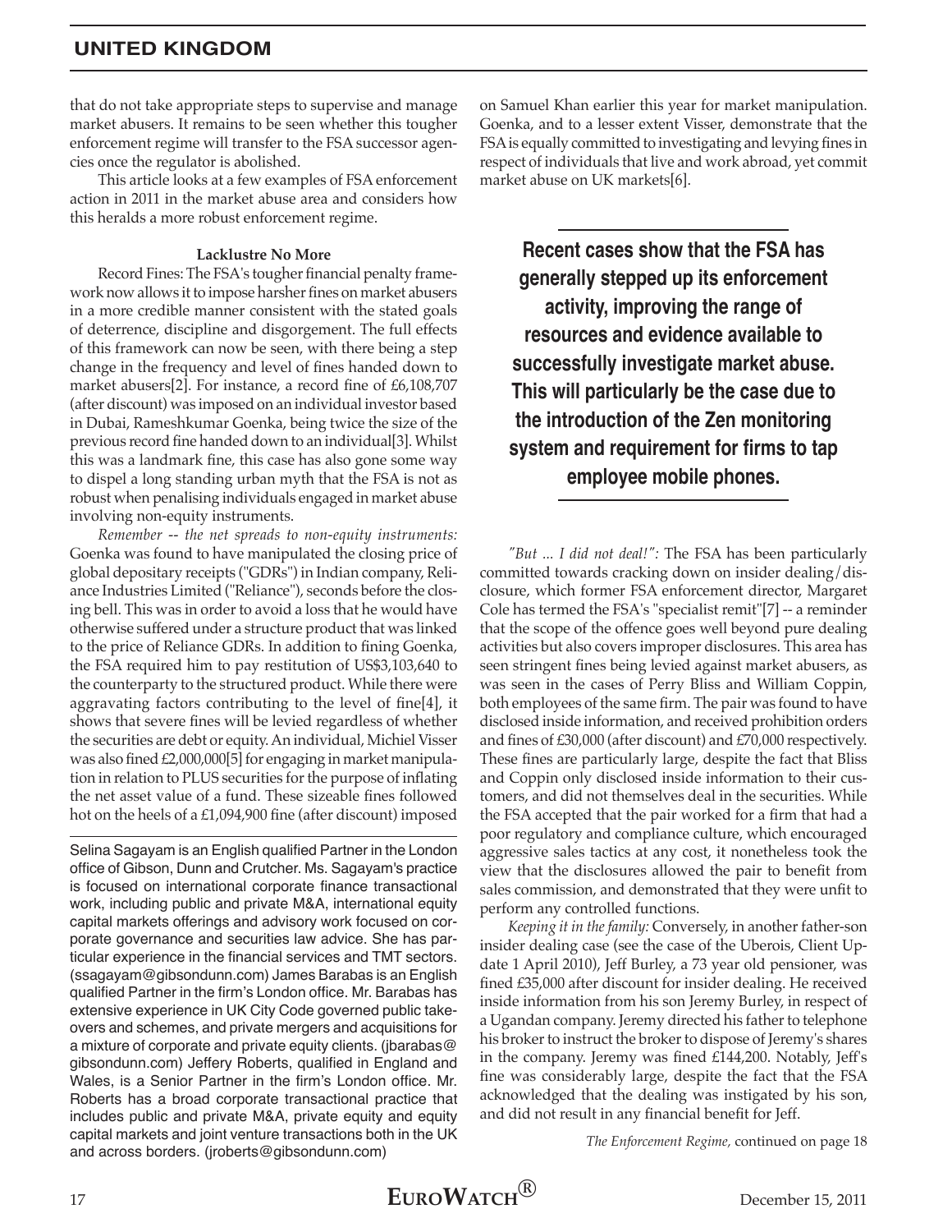that do not take appropriate steps to supervise and manage market abusers. It remains to be seen whether this tougher enforcement regime will transfer to the FSA successor agencies once the regulator is abolished.

This article looks at a few examples of FSA enforcement action in 2011 in the market abuse area and considers how this heralds a more robust enforcement regime.

**Lacklustre No More**

Record Fines: The FSA's tougher financial penalty framework now allows it to impose harsher fines on market abusers in a more credible manner consistent with the stated goals of deterrence, discipline and disgorgement. The full effects of this framework can now be seen, with there being a step change in the frequency and level of fines handed down to market abusers[2]. For instance, a record fine of £6,108,707 (after discount) was imposed on an individual investor based in Dubai, Rameshkumar Goenka, being twice the size of the previous record fine handed down to an individual[3]. Whilst this was a landmark fine, this case has also gone some way to dispel a long standing urban myth that the FSA is not as robust when penalising individuals engaged in market abuse involving non-equity instruments.

*Remember -- the net spreads to non-equity instruments:* Goenka was found to have manipulated the closing price of global depositary receipts ("GDRs") in Indian company, Reliance Industries Limited ("Reliance"), seconds before the closing bell. This was in order to avoid a loss that he would have otherwise suffered under a structure product that was linked to the price of Reliance GDRs. In addition to fining Goenka, the FSA required him to pay restitution of US$3,103,640 to the counterparty to the structured product. While there were aggravating factors contributing to the level of fine[4], it shows that severe fines will be levied regardless of whether the securities are debt or equity. An individual, Michiel Visser was also fined £2,000,000[5] for engaging in market manipulation in relation to PLUS securities for the purpose of inflating the net asset value of a fund. These sizeable fines followed hot on the heels of a £1,094,900 fine (after discount) imposed on Samuel Khan earlier this year for market manipulation. Goenka, and to a lesser extent Visser, demonstrate that the FSA is equally committed to investigating and levying fines in respect of individuals that live and work abroad, yet commit market abuse on UK markets[6].

**Recent cases show that the FSA has generally stepped up its enforcement activity, improving the range of resources and evidence available to successfully investigate market abuse. This will particularly be the case due to the introduction of the Zen monitoring system and requirement for firms to tap employee mobile phones.**

*"But ... I did not deal!":* The FSA has been particularly committed towards cracking down on insider dealing/disclosure, which former FSA enforcement director, Margaret Cole has termed the FSA's "specialist remit"[7] -- a reminder that the scope of the offence goes well beyond pure dealing activities but also covers improper disclosures. This area has seen stringent fines being levied against market abusers, as was seen in the cases of Perry Bliss and William Coppin, both employees of the same firm. The pair was found to have disclosed inside information, and received prohibition orders and fines of £30,000 (after discount) and £70,000 respectively. These fines are particularly large, despite the fact that Bliss and Coppin only disclosed inside information to their customers, and did not themselves deal in the securities. While the FSA accepted that the pair worked for a firm that had a poor regulatory and compliance culture, which encouraged aggressive sales tactics at any cost, it nonetheless took the view that the disclosures allowed the pair to benefit from sales commission, and demonstrated that they were unfit to perform any controlled functions.

*Keeping it in the family:* Conversely, in another father-son insider dealing case (see the case of the Uberois, Client Update 1 April 2010), Jeff Burley, a 73 year old pensioner, was fined £35,000 after discount for insider dealing. He received inside information from his son Jeremy Burley, in respect of a Ugandan company. Jeremy directed his father to telephone his broker to instruct the broker to dispose of Jeremy's shares in the company. Jeremy was fined £144,200. Notably, Jeff's fine was considerably large, despite the fact that the FSA acknowledged that the dealing was instigated by his son, and did not result in any financial benefit for Jeff.

*The Enforcement Regime,* continued on page 18

---

Selina Sagayam is an English qualified Partner in the London office of Gibson, Dunn and Crutcher. Ms. Sagayam's practice is focused on international corporate finance transactional work, including public and private M&A, international equity capital markets offerings and advisory work focused on corporate governance and securities law advice. She has particular experience in the financial services and TMT sectors. (ssagayam@gibsondunn.com) James Barabas is an English qualified Partner in the firm's London office. Mr. Barabas has extensive experience in UK City Code governed public takeovers and schemes, and private mergers and acquisitions for a mixture of corporate and private equity clients. (jbarabas@gibsondunn.com) Jeffery Roberts, qualified in England and Wales, is a Senior Partner in the firm's London office. Mr. Roberts has a broad corporate transactional practice that includes public and private M&A, private equity and equity capital markets and joint venture transactions both in the UK and across borders. (jroberts@gibsondunn.com)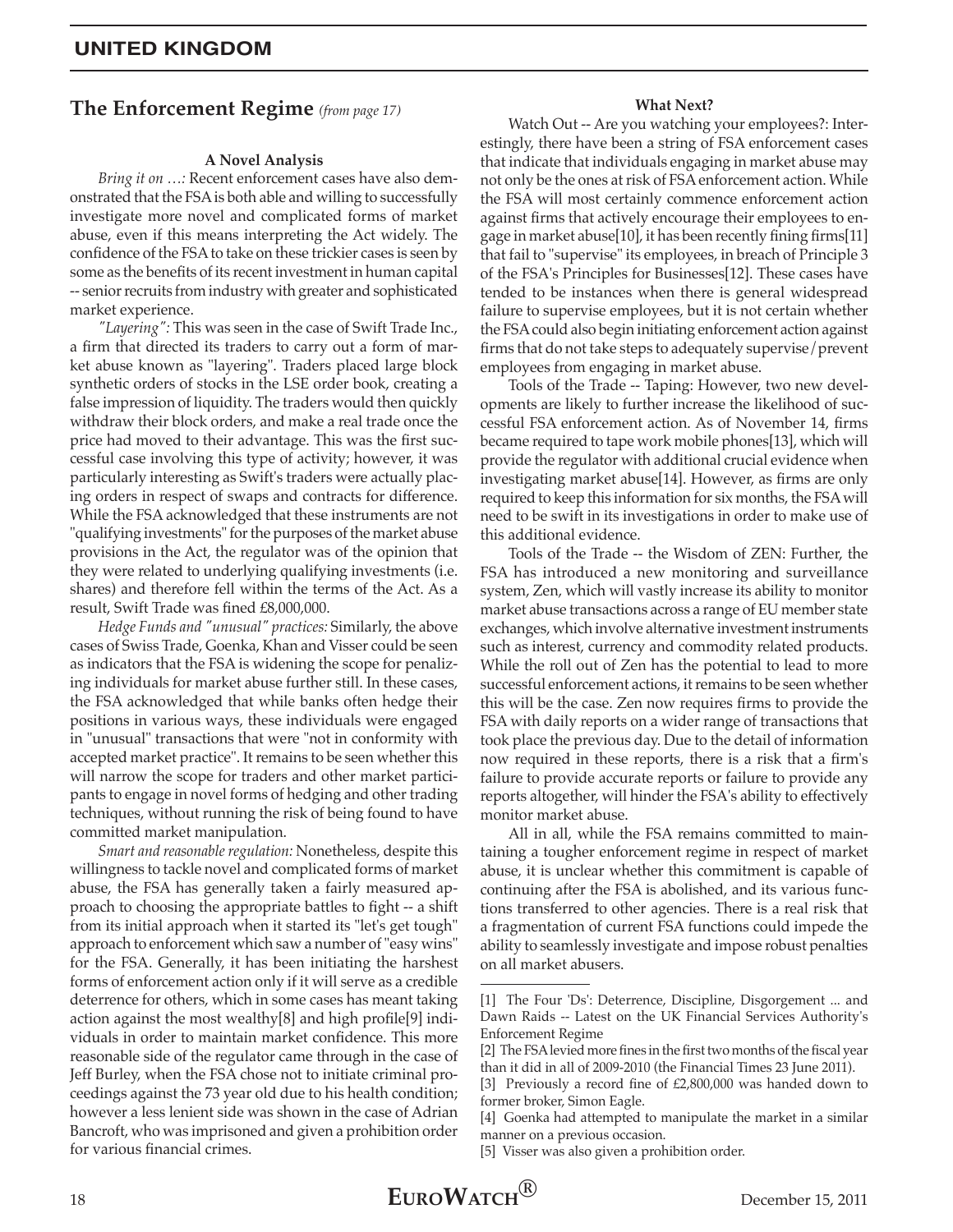## The Enforcement Regime *(from page 17)*

### A Novel Analysis

*Bring it on …:* Recent enforcement cases have also demonstrated that the FSA is both able and willing to successfully investigate more novel and complicated forms of market abuse, even if this means interpreting the Act widely. The confidence of the FSA to take on these trickier cases is seen by some as the benefits of its recent investment in human capital -- senior recruits from industry with greater and sophisticated market experience.

*"Layering":* This was seen in the case of Swift Trade Inc., a firm that directed its traders to carry out a form of market abuse known as "layering". Traders placed large block synthetic orders of stocks in the LSE order book, creating a false impression of liquidity. The traders would then quickly withdraw their block orders, and make a real trade once the price had moved to their advantage. This was the first successful case involving this type of activity; however, it was particularly interesting as Swift's traders were actually placing orders in respect of swaps and contracts for difference. While the FSA acknowledged that these instruments are not "qualifying investments" for the purposes of the market abuse provisions in the Act, the regulator was of the opinion that they were related to underlying qualifying investments (i.e. shares) and therefore fell within the terms of the Act. As a result, Swift Trade was fined £8,000,000.

*Hedge Funds and "unusual" practices:* Similarly, the above cases of Swiss Trade, Goenka, Khan and Visser could be seen as indicators that the FSA is widening the scope for penalizing individuals for market abuse further still. In these cases, the FSA acknowledged that while banks often hedge their positions in various ways, these individuals were engaged in "unusual" transactions that were "not in conformity with accepted market practice". It remains to be seen whether this will narrow the scope for traders and other market participants to engage in novel forms of hedging and other trading techniques, without running the risk of being found to have committed market manipulation.

*Smart and reasonable regulation:* Nonetheless, despite this willingness to tackle novel and complicated forms of market abuse, the FSA has generally taken a fairly measured approach to choosing the appropriate battles to fight -- a shift from its initial approach when it started its "let's get tough" approach to enforcement which saw a number of "easy wins" for the FSA. Generally, it has been initiating the harshest forms of enforcement action only if it will serve as a credible deterrence for others, which in some cases has meant taking action against the most wealthy[8] and high profile[9] individuals in order to maintain market confidence. This more reasonable side of the regulator came through in the case of Jeff Burley, when the FSA chose not to initiate criminal proceedings against the 73 year old due to his health condition; however a less lenient side was shown in the case of Adrian Bancroft, who was imprisoned and given a prohibition order for various financial crimes.

### What Next?

Watch Out -- Are you watching your employees?: Interestingly, there have been a string of FSA enforcement cases that indicate that individuals engaging in market abuse may not only be the ones at risk of FSA enforcement action. While the FSA will most certainly commence enforcement action against firms that actively encourage their employees to engage in market abuse[10], it has been recently fining firms[11] that fail to "supervise" its employees, in breach of Principle 3 of the FSA's Principles for Businesses[12]. These cases have tended to be instances when there is general widespread failure to supervise employees, but it is not certain whether the FSA could also begin initiating enforcement action against firms that do not take steps to adequately supervise/prevent employees from engaging in market abuse.

Tools of the Trade -- Taping: However, two new developments are likely to further increase the likelihood of successful FSA enforcement action. As of November 14, firms became required to tape work mobile phones[13], which will provide the regulator with additional crucial evidence when investigating market abuse[14]. However, as firms are only required to keep this information for six months, the FSA will need to be swift in its investigations in order to make use of this additional evidence.

Tools of the Trade -- the Wisdom of ZEN: Further, the FSA has introduced a new monitoring and surveillance system, Zen, which will vastly increase its ability to monitor market abuse transactions across a range of EU member state exchanges, which involve alternative investment instruments such as interest, currency and commodity related products. While the roll out of Zen has the potential to lead to more successful enforcement actions, it remains to be seen whether this will be the case. Zen now requires firms to provide the FSA with daily reports on a wider range of transactions that took place the previous day. Due to the detail of information now required in these reports, there is a risk that a firm's failure to provide accurate reports or failure to provide any reports altogether, will hinder the FSA's ability to effectively monitor market abuse.

All in all, while the FSA remains committed to maintaining a tougher enforcement regime in respect of market abuse, it is unclear whether this commitment is capable of continuing after the FSA is abolished, and its various functions transferred to other agencies. There is a real risk that a fragmentation of current FSA functions could impede the ability to seamlessly investigate and impose robust penalties on all market abusers.

---

[1] The Four 'Ds': Deterrence, Discipline, Disgorgement ... and Dawn Raids -- Latest on the UK Financial Services Authority's Enforcement Regime

[2] The FSA levied more fines in the first two months of the fiscal year than it did in all of 2009-2010 (the Financial Times 23 June 2011).

[3] Previously a record fine of £2,800,000 was handed down to former broker, Simon Eagle.

[4] Goenka had attempted to manipulate the market in a similar manner on a previous occasion.

[5] Visser was also given a prohibition order.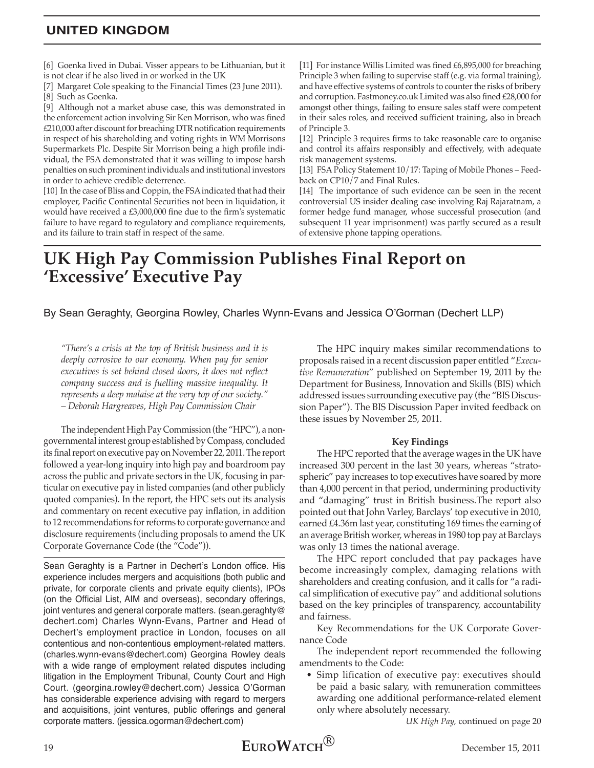[6] Goenka lived in Dubai. Visser appears to be Lithuanian, but it is not clear if he also lived in or worked in the UK

[7] Margaret Cole speaking to the Financial Times (23 June 2011).

[8] Such as Goenka.

[9] Although not a market abuse case, this was demonstrated in the enforcement action involving Sir Ken Morrison, who was fined £210,000 after discount for breaching DTR notification requirements in respect of his shareholding and voting rights in WM Morrisons Supermarkets Plc. Despite Sir Morrison being a high profile individual, the FSA demonstrated that it was willing to impose harsh penalties on such prominent individuals and institutional investors in order to achieve credible deterrence.

[10] In the case of Bliss and Coppin, the FSA indicated that had their employer, Pacific Continental Securities not been in liquidation, it would have received a £3,000,000 fine due to the firm's systematic failure to have regard to regulatory and compliance requirements, and its failure to train staff in respect of the same.

[11] For instance Willis Limited was fined £6,895,000 for breaching Principle 3 when failing to supervise staff (e.g. via formal training), and have effective systems of controls to counter the risks of bribery and corruption. Fastmoney.co.uk Limited was also fined £28,000 for amongst other things, failing to ensure sales staff were competent in their sales roles, and received sufficient training, also in breach of Principle 3.

[12] Principle 3 requires firms to take reasonable care to organise and control its affairs responsibly and effectively, with adequate risk management systems.

[13] FSA Policy Statement 10/17: Taping of Mobile Phones – Feedback on CP10/7 and Final Rules.

[14] The importance of such evidence can be seen in the recent controversial US insider dealing case involving Raj Rajaratnam, a former hedge fund manager, whose successful prosecution (and subsequent 11 year imprisonment) was partly secured as a result of extensive phone tapping operations.

# UK High Pay Commission Publishes Final Report on 'Excessive' Executive Pay

By Sean Geraghty, Georgina Rowley, Charles Wynn-Evans and Jessica O'Gorman (Dechert LLP)

*"There's a crisis at the top of British business and it is deeply corrosive to our economy. When pay for senior executives is set behind closed doors, it does not reflect company success and is fuelling massive inequality. It represents a deep malaise at the very top of our society." – Deborah Hargreaves, High Pay Commission Chair*

The independent High Pay Commission (the "HPC"), a non-governmental interest group established by Compass, concluded its final report on executive pay on November 22, 2011. The report followed a year-long inquiry into high pay and boardroom pay across the public and private sectors in the UK, focusing in particular on executive pay in listed companies (and other publicly quoted companies). In the report, the HPC sets out its analysis and commentary on recent executive pay inflation, in addition to 12 recommendations for reforms to corporate governance and disclosure requirements (including proposals to amend the UK Corporate Governance Code (the "Code")).

Sean Geraghty is a Partner in Dechert's London office. His experience includes mergers and acquisitions (both public and private, for corporate clients and private equity clients), IPOs (on the Official List, AIM and overseas), secondary offerings, joint ventures and general corporate matters. (sean.geraghty@dechert.com) Charles Wynn-Evans, Partner and Head of Dechert's employment practice in London, focuses on all contentious and non-contentious employment-related matters. (charles.wynn-evans@dechert.com) Georgina Rowley deals with a wide range of employment related disputes including litigation in the Employment Tribunal, County Court and High Court. (georgina.rowley@dechert.com) Jessica O'Gorman has considerable experience advising with regard to mergers and acquisitions, joint ventures, public offerings and general corporate matters. (jessica.ogorman@dechert.com)

The HPC inquiry makes similar recommendations to proposals raised in a recent discussion paper entitled "*Executive Remuneration*" published on September 19, 2011 by the Department for Business, Innovation and Skills (BIS) which addressed issues surrounding executive pay (the "BIS Discussion Paper"). The BIS Discussion Paper invited feedback on these issues by November 25, 2011.

**Key Findings**

The HPC reported that the average wages in the UK have increased 300 percent in the last 30 years, whereas "stratospheric" pay increases to top executives have soared by more than 4,000 percent in that period, undermining productivity and "damaging" trust in British business.The report also pointed out that John Varley, Barclays' top executive in 2010, earned £4.36m last year, constituting 169 times the earning of an average British worker, whereas in 1980 top pay at Barclays was only 13 times the national average.

The HPC report concluded that pay packages have become increasingly complex, damaging relations with shareholders and creating confusion, and it calls for "a radical simplification of executive pay" and additional solutions based on the key principles of transparency, accountability and fairness.

Key Recommendations for the UK Corporate Governance Code

The independent report recommended the following amendments to the Code:

- Simp lification of executive pay: executives should be paid a basic salary, with remuneration committees awarding one additional performance-related element only where absolutely necessary.

*UK High Pay,* continued on page 20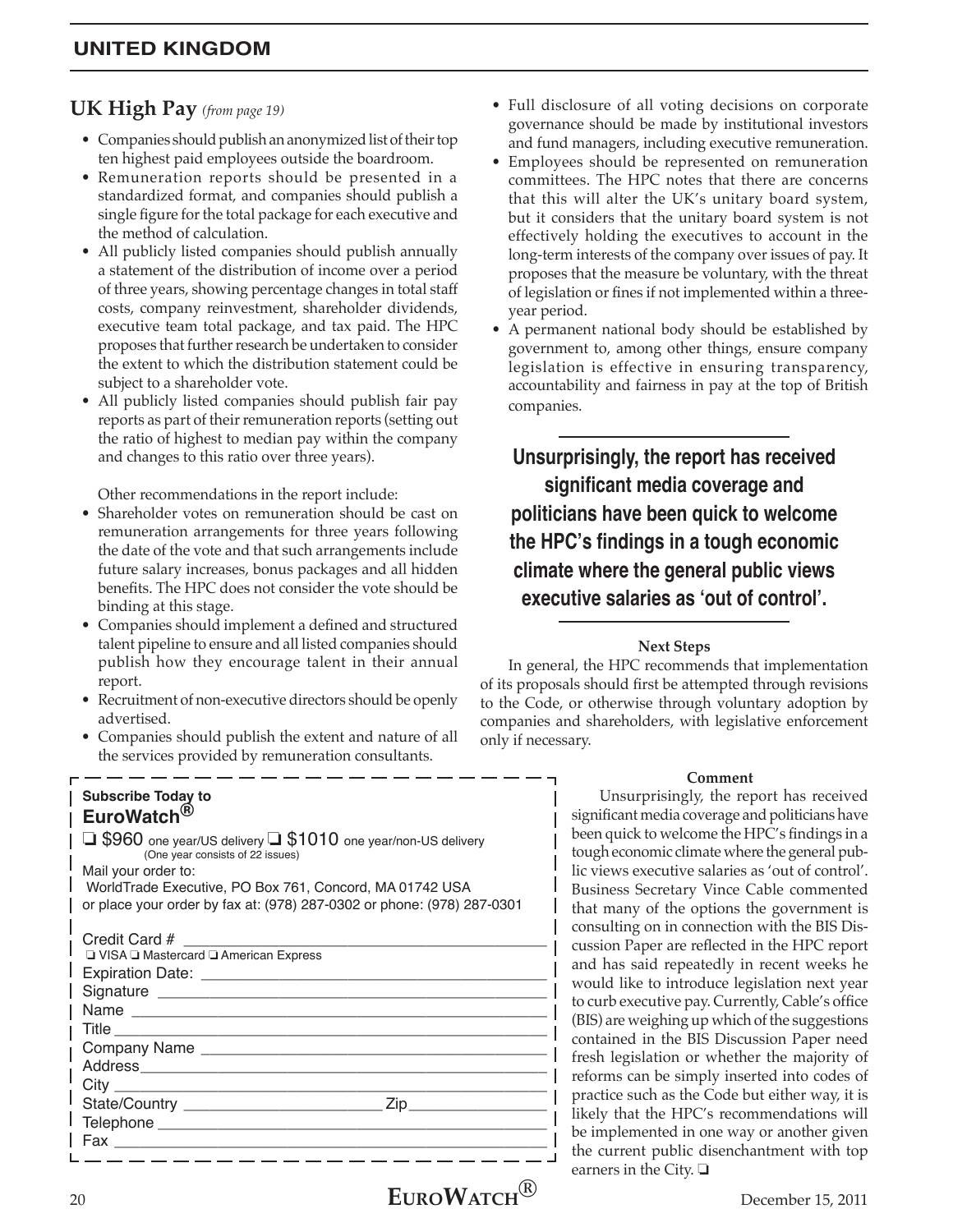## UK High Pay *(from page 19)*

- Companies should publish an anonymized list of their top ten highest paid employees outside the boardroom.
- Remuneration reports should be presented in a standardized format, and companies should publish a single figure for the total package for each executive and the method of calculation.
- All publicly listed companies should publish annually a statement of the distribution of income over a period of three years, showing percentage changes in total staff costs, company reinvestment, shareholder dividends, executive team total package, and tax paid. The HPC proposes that further research be undertaken to consider the extent to which the distribution statement could be subject to a shareholder vote.
- All publicly listed companies should publish fair pay reports as part of their remuneration reports (setting out the ratio of highest to median pay within the company and changes to this ratio over three years).

Other recommendations in the report include:

- Shareholder votes on remuneration should be cast on remuneration arrangements for three years following the date of the vote and that such arrangements include future salary increases, bonus packages and all hidden benefits. The HPC does not consider the vote should be binding at this stage.
- Companies should implement a defined and structured talent pipeline to ensure and all listed companies should publish how they encourage talent in their annual report.
- Recruitment of non-executive directors should be openly advertised.
- Companies should publish the extent and nature of all the services provided by remuneration consultants.
- Full disclosure of all voting decisions on corporate governance should be made by institutional investors and fund managers, including executive remuneration.
- Employees should be represented on remuneration committees. The HPC notes that there are concerns that this will alter the UK's unitary board system, but it considers that the unitary board system is not effectively holding the executives to account in the long-term interests of the company over issues of pay. It proposes that the measure be voluntary, with the threat of legislation or fines if not implemented within a three-year period.
- A permanent national body should be established by government to, among other things, ensure company legislation is effective in ensuring transparency, accountability and fairness in pay at the top of British companies.

**Unsurprisingly, the report has received significant media coverage and politicians have been quick to welcome the HPC's findings in a tough economic climate where the general public views executive salaries as 'out of control'.**

### Next Steps

In general, the HPC recommends that implementation of its proposals should first be attempted through revisions to the Code, or otherwise through voluntary adoption by companies and shareholders, with legislative enforcement only if necessary.

### Comment

Unsurprisingly, the report has received significant media coverage and politicians have been quick to welcome the HPC's findings in a tough economic climate where the general public views executive salaries as 'out of control'. Business Secretary Vince Cable commented that many of the options the government is consulting on in connection with the BIS Discussion Paper are reflected in the HPC report and has said repeatedly in recent weeks he would like to introduce legislation next year to curb executive pay. Currently, Cable's office (BIS) are weighing up which of the suggestions contained in the BIS Discussion Paper need fresh legislation or whether the majority of reforms can be simply inserted into codes of practice such as the Code but either way, it is likely that the HPC's recommendations will be implemented in one way or another given the current public disenchantment with top earners in the City. ❑

---

**Subscribe Today to EuroWatch®**

❑ $960 one year/US delivery ❑ $1010 one year/non-US delivery
(One year consists of 22 issues)

Mail your order to:
WorldTrade Executive, PO Box 761, Concord, MA 01742 USA
or place your order by fax at: (978) 287-0302 or phone: (978) 287-0301

Credit Card # ____________________
❑ VISA ❑ Mastercard ❑ American Express
Expiration Date: ____________________
Signature ____________________
Name ____________________
Title ____________________
Company Name ____________________
Address ____________________
City ____________________
State/Country ____________________ Zip ____________________
Telephone ____________________
Fax ____________________